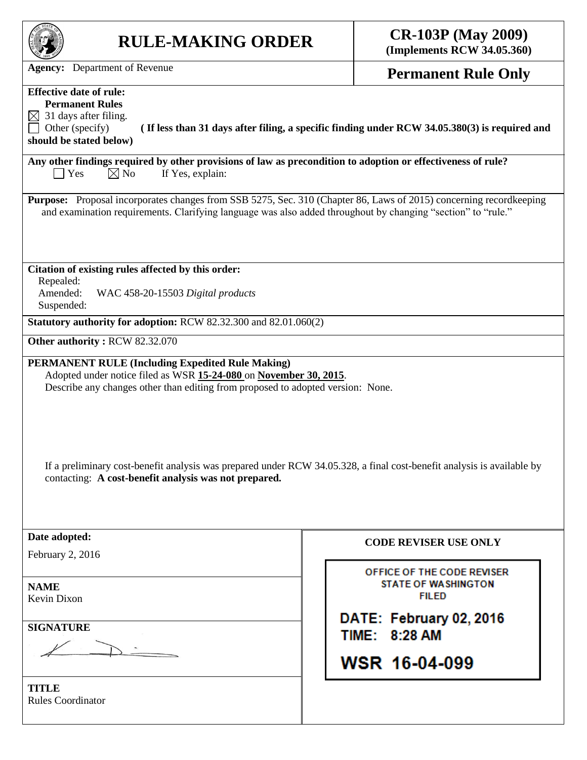# RULE-MAKING ORDER

**CR-103P (May 2009)**
**(Implements RCW 34.05.360)**

**Agency:** Department of Revenue

**Permanent Rule Only**

**Effective date of rule:**

**Permanent Rules**

☒ 31 days after filing.

☐ Other (specify) **(If less than 31 days after filing, a specific finding under RCW 34.05.380(3) is required and should be stated below)**

**Any other findings required by other provisions of law as precondition to adoption or effectiveness of rule?**

☐ Yes ☒ No If Yes, explain:

**Purpose:** Proposal incorporates changes from SSB 5275, Sec. 310 (Chapter 86, Laws of 2015) concerning recordkeeping and examination requirements. Clarifying language was also added throughout by changing "section" to "rule."

**Citation of existing rules affected by this order:**

Repealed:

Amended: WAC 458-20-15503 *Digital products*

Suspended:

**Statutory authority for adoption:** RCW 82.32.300 and 82.01.060(2)

**Other authority :** RCW 82.32.070

**PERMANENT RULE (Including Expedited Rule Making)**

Adopted under notice filed as WSR **15-24-080** on **November 30, 2015**.

Describe any changes other than editing from proposed to adopted version: None.

If a preliminary cost-benefit analysis was prepared under RCW 34.05.328, a final cost-benefit analysis is available by contacting: **A cost-benefit analysis was not prepared.**

**Date adopted:**

February 2, 2016

**NAME**

Kevin Dixon

**SIGNATURE**

**TITLE**

Rules Coordinator

**CODE REVISER USE ONLY**

OFFICE OF THE CODE REVISER
STATE OF WASHINGTON
FILED

DATE: February 02, 2016
TIME: 8:28 AM

WSR 16-04-099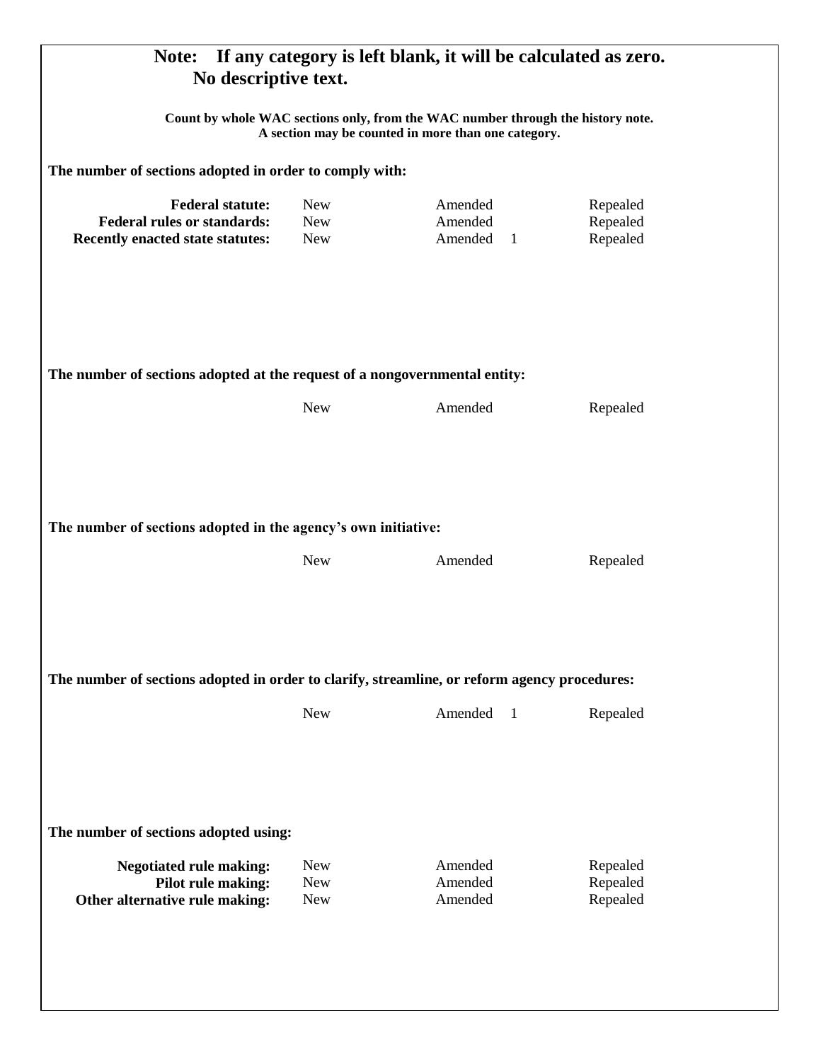**Note: If any category is left blank, it will be calculated as zero.**
**No descriptive text.**

**Count by whole WAC sections only, from the WAC number through the history note.**
**A section may be counted in more than one category.**

**The number of sections adopted in order to comply with:**

| | | | |
|---|---|---|---|
| **Federal statute:** | New | Amended | Repealed |
| **Federal rules or standards:** | New | Amended | Repealed |
| **Recently enacted state statutes:** | New | Amended 1 | Repealed |

**The number of sections adopted at the request of a nongovernmental entity:**

| New | Amended | Repealed |
|---|---|---|

**The number of sections adopted in the agency's own initiative:**

| New | Amended | Repealed |
|---|---|---|

**The number of sections adopted in order to clarify, streamline, or reform agency procedures:**

| New | Amended 1 | Repealed |
|---|---|---|

**The number of sections adopted using:**

| | | | |
|---|---|---|---|
| **Negotiated rule making:** | New | Amended | Repealed |
| **Pilot rule making:** | New | Amended | Repealed |
| **Other alternative rule making:** | New | Amended | Repealed |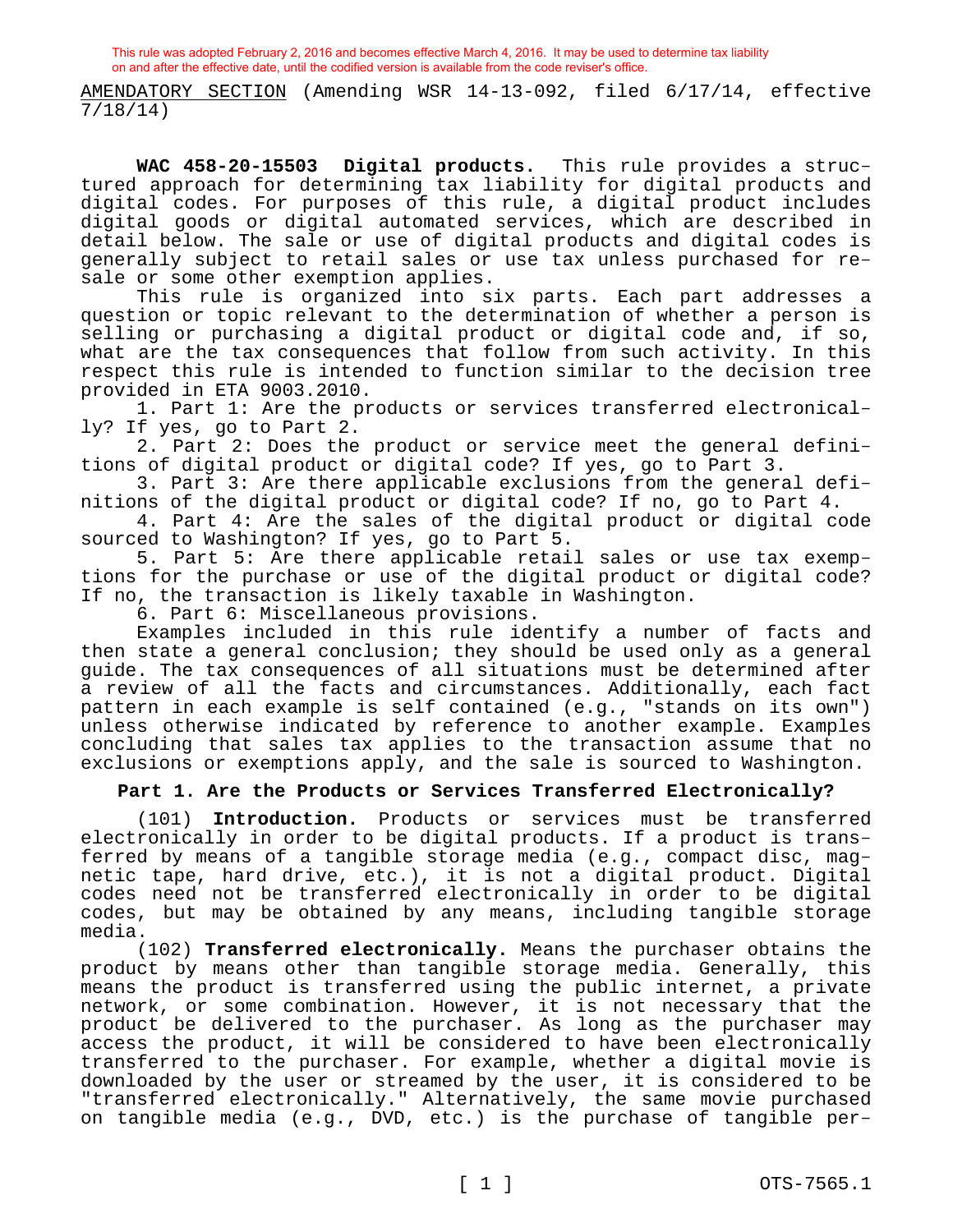This rule was adopted February 2, 2016 and becomes effective March 4, 2016. It may be used to determine tax liability on and after the effective date, until the codified version is available from the code reviser's office.

AMENDATORY SECTION (Amending WSR 14-13-092, filed 6/17/14, effective 7/18/14)

**WAC 458-20-15503 Digital products.** This rule provides a structured approach for determining tax liability for digital products and digital codes. For purposes of this rule, a digital product includes digital goods or digital automated services, which are described in detail below. The sale or use of digital products and digital codes is generally subject to retail sales or use tax unless purchased for resale or some other exemption applies.

This rule is organized into six parts. Each part addresses a question or topic relevant to the determination of whether a person is selling or purchasing a digital product or digital code and, if so, what are the tax consequences that follow from such activity. In this respect this rule is intended to function similar to the decision tree provided in ETA 9003.2010.

1. Part 1: Are the products or services transferred electronically? If yes, go to Part 2.
2. Part 2: Does the product or service meet the general definitions of digital product or digital code? If yes, go to Part 3.
3. Part 3: Are there applicable exclusions from the general definitions of the digital product or digital code? If no, go to Part 4.
4. Part 4: Are the sales of the digital product or digital code sourced to Washington? If yes, go to Part 5.
5. Part 5: Are there applicable retail sales or use tax exemptions for the purchase or use of the digital product or digital code? If no, the transaction is likely taxable in Washington.
6. Part 6: Miscellaneous provisions.

Examples included in this rule identify a number of facts and then state a general conclusion; they should be used only as a general guide. The tax consequences of all situations must be determined after a review of all the facts and circumstances. Additionally, each fact pattern in each example is self contained (e.g., "stands on its own") unless otherwise indicated by reference to another example. Examples concluding that sales tax applies to the transaction assume that no exclusions or exemptions apply, and the sale is sourced to Washington.

## Part 1. Are the Products or Services Transferred Electronically?

(101) **Introduction.** Products or services must be transferred electronically in order to be digital products. If a product is transferred by means of a tangible storage media (e.g., compact disc, magnetic tape, hard drive, etc.), it is not a digital product. Digital codes need not be transferred electronically in order to be digital codes, but may be obtained by any means, including tangible storage media.

(102) **Transferred electronically.** Means the purchaser obtains the product by means other than tangible storage media. Generally, this means the product is transferred using the public internet, a private network, or some combination. However, it is not necessary that the product be delivered to the purchaser. As long as the purchaser may access the product, it will be considered to have been electronically transferred to the purchaser. For example, whether a digital movie is downloaded by the user or streamed by the user, it is considered to be "transferred electronically." Alternatively, the same movie purchased on tangible media (e.g., DVD, etc.) is the purchase of tangible per-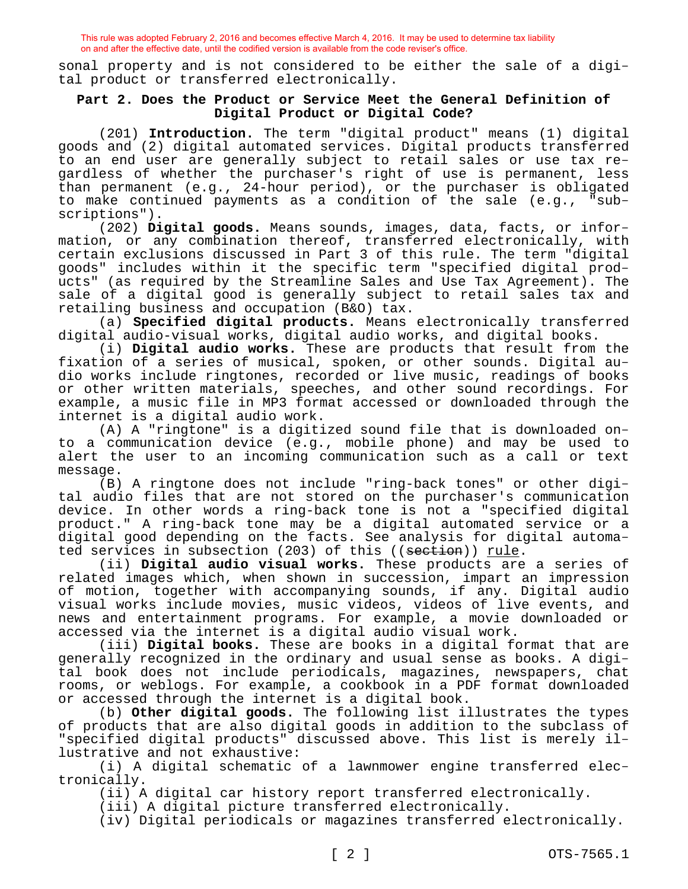sonal property and is not considered to be either the sale of a digital product or transferred electronically.

## Part 2. Does the Product or Service Meet the General Definition of Digital Product or Digital Code?

(201) **Introduction.** The term "digital product" means (1) digital goods and (2) digital automated services. Digital products transferred to an end user are generally subject to retail sales or use tax regardless of whether the purchaser's right of use is permanent, less than permanent (e.g., 24-hour period), or the purchaser is obligated to make continued payments as a condition of the sale (e.g., "subscriptions").

(202) **Digital goods.** Means sounds, images, data, facts, or information, or any combination thereof, transferred electronically, with certain exclusions discussed in Part 3 of this rule. The term "digital goods" includes within it the specific term "specified digital products" (as required by the Streamline Sales and Use Tax Agreement). The sale of a digital good is generally subject to retail sales tax and retailing business and occupation (B&O) tax.

(a) **Specified digital products.** Means electronically transferred digital audio-visual works, digital audio works, and digital books.

(i) **Digital audio works.** These are products that result from the fixation of a series of musical, spoken, or other sounds. Digital audio works include ringtones, recorded or live music, readings of books or other written materials, speeches, and other sound recordings. For example, a music file in MP3 format accessed or downloaded through the internet is a digital audio work.

(A) A "ringtone" is a digitized sound file that is downloaded onto a communication device (e.g., mobile phone) and may be used to alert the user to an incoming communication such as a call or text message.

(B) A ringtone does not include "ring-back tones" or other digital audio files that are not stored on the purchaser's communication device. In other words a ring-back tone is not a "specified digital product." A ring-back tone may be a digital automated service or a digital good depending on the facts. See analysis for digital automated services in subsection (203) of this ((~~section~~)) rule.

(ii) **Digital audio visual works.** These products are a series of related images which, when shown in succession, impart an impression of motion, together with accompanying sounds, if any. Digital audio visual works include movies, music videos, videos of live events, and news and entertainment programs. For example, a movie downloaded or accessed via the internet is a digital audio visual work.

(iii) **Digital books.** These are books in a digital format that are generally recognized in the ordinary and usual sense as books. A digital book does not include periodicals, magazines, newspapers, chat rooms, or weblogs. For example, a cookbook in a PDF format downloaded or accessed through the internet is a digital book.

(b) **Other digital goods.** The following list illustrates the types of products that are also digital goods in addition to the subclass of "specified digital products" discussed above. This list is merely illustrative and not exhaustive:

(i) A digital schematic of a lawnmower engine transferred electronically.

(ii) A digital car history report transferred electronically.

(iii) A digital picture transferred electronically.

(iv) Digital periodicals or magazines transferred electronically.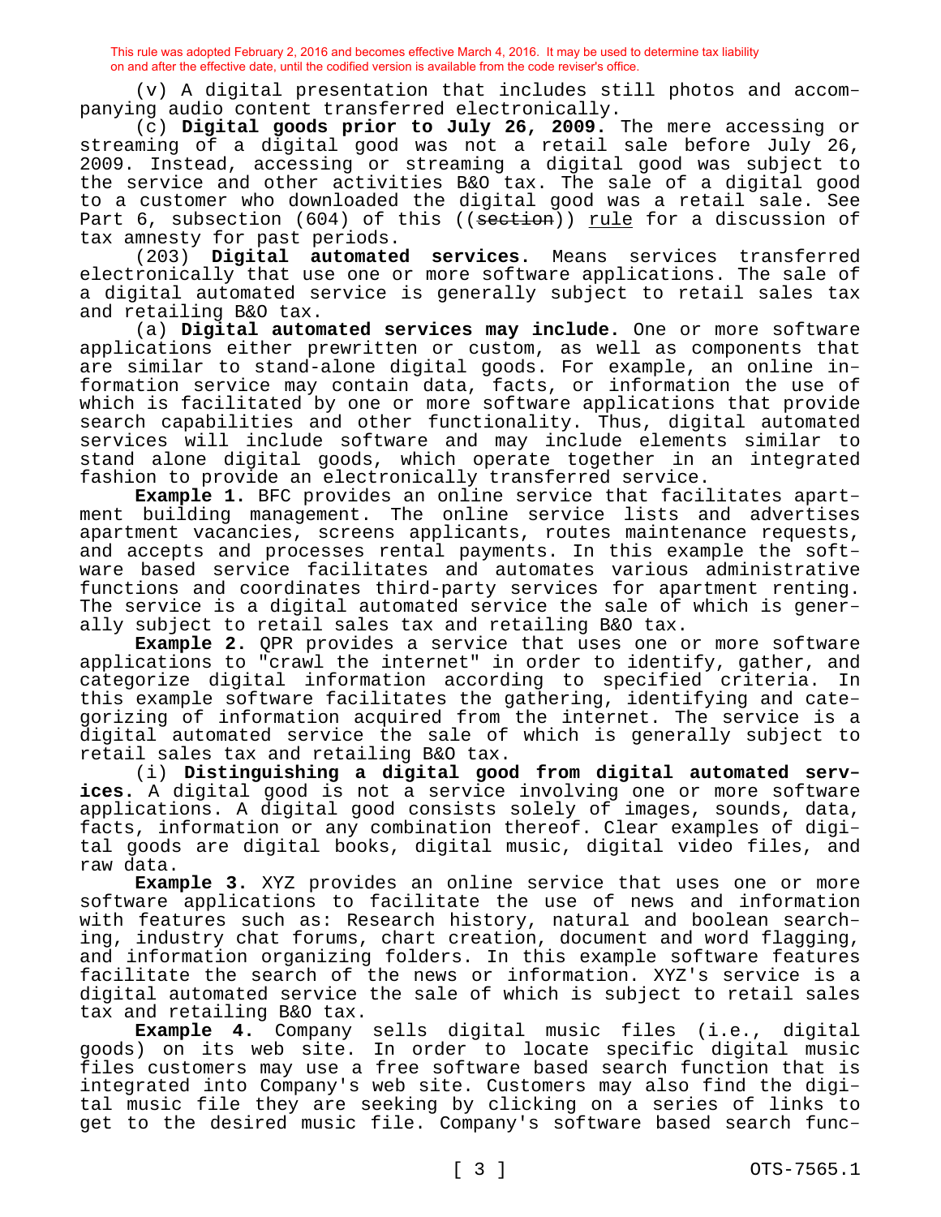This rule was adopted February 2, 2016 and becomes effective March 4, 2016. It may be used to determine tax liability on and after the effective date, until the codified version is available from the code reviser's office.

(v) A digital presentation that includes still photos and accompanying audio content transferred electronically.

(c) **Digital goods prior to July 26, 2009.** The mere accessing or streaming of a digital good was not a retail sale before July 26, 2009. Instead, accessing or streaming a digital good was subject to the service and other activities B&O tax. The sale of a digital good to a customer who downloaded the digital good was a retail sale. See Part 6, subsection (604) of this ((~~section~~)) <u>rule</u> for a discussion of tax amnesty for past periods.

(203) **Digital automated services.** Means services transferred electronically that use one or more software applications. The sale of a digital automated service is generally subject to retail sales tax and retailing B&O tax.

(a) **Digital automated services may include.** One or more software applications either prewritten or custom, as well as components that are similar to stand-alone digital goods. For example, an online information service may contain data, facts, or information the use of which is facilitated by one or more software applications that provide search capabilities and other functionality. Thus, digital automated services will include software and may include elements similar to stand alone digital goods, which operate together in an integrated fashion to provide an electronically transferred service.

**Example 1.** BFC provides an online service that facilitates apartment building management. The online service lists and advertises apartment vacancies, screens applicants, routes maintenance requests, and accepts and processes rental payments. In this example the software based service facilitates and automates various administrative functions and coordinates third-party services for apartment renting. The service is a digital automated service the sale of which is generally subject to retail sales tax and retailing B&O tax.

**Example 2.** QPR provides a service that uses one or more software applications to "crawl the internet" in order to identify, gather, and categorize digital information according to specified criteria. In this example software facilitates the gathering, identifying and categorizing of information acquired from the internet. The service is a digital automated service the sale of which is generally subject to retail sales tax and retailing B&O tax.

(i) **Distinguishing a digital good from digital automated services.** A digital good is not a service involving one or more software applications. A digital good consists solely of images, sounds, data, facts, information or any combination thereof. Clear examples of digital goods are digital books, digital music, digital video files, and raw data.

**Example 3.** XYZ provides an online service that uses one or more software applications to facilitate the use of news and information with features such as: Research history, natural and boolean searching, industry chat forums, chart creation, document and word flagging, and information organizing folders. In this example software features facilitate the search of the news or information. XYZ's service is a digital automated service the sale of which is subject to retail sales tax and retailing B&O tax.

**Example 4.** Company sells digital music files (i.e., digital goods) on its web site. In order to locate specific digital music files customers may use a free software based search function that is integrated into Company's web site. Customers may also find the digital music file they are seeking by clicking on a series of links to get to the desired music file. Company's software based search func-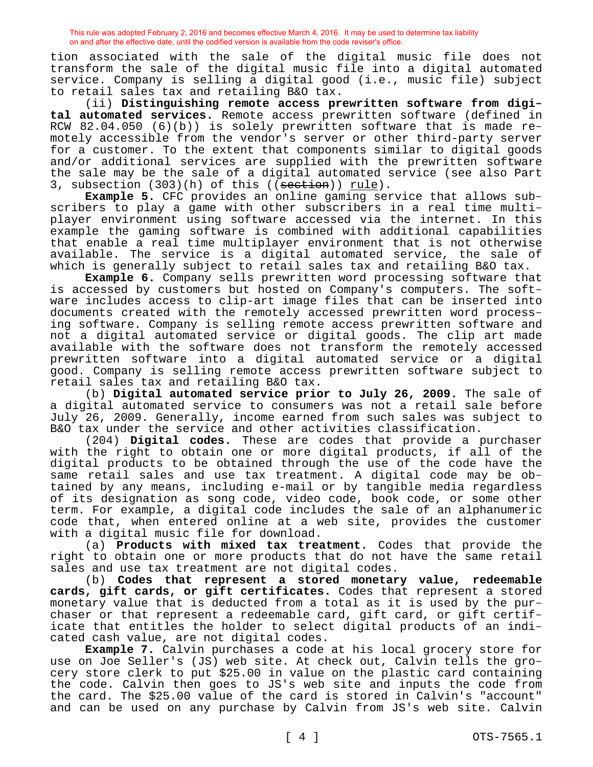tion associated with the sale of the digital music file does not transform the sale of the digital music file into a digital automated service. Company is selling a digital good (i.e., music file) subject to retail sales tax and retailing B&O tax.

(ii) **Distinguishing remote access prewritten software from digital automated services.** Remote access prewritten software (defined in RCW 82.04.050 (6)(b)) is solely prewritten software that is made remotely accessible from the vendor's server or other third-party server for a customer. To the extent that components similar to digital goods and/or additional services are supplied with the prewritten software the sale may be the sale of a digital automated service (see also Part 3, subsection (303)(h) of this ((~~section~~)) rule).

**Example 5.** CFC provides an online gaming service that allows subscribers to play a game with other subscribers in a real time multiplayer environment using software accessed via the internet. In this example the gaming software is combined with additional capabilities that enable a real time multiplayer environment that is not otherwise available. The service is a digital automated service, the sale of which is generally subject to retail sales tax and retailing B&O tax.

**Example 6.** Company sells prewritten word processing software that is accessed by customers but hosted on Company's computers. The software includes access to clip-art image files that can be inserted into documents created with the remotely accessed prewritten word processing software. Company is selling remote access prewritten software and not a digital automated service or digital goods. The clip art made available with the software does not transform the remotely accessed prewritten software into a digital automated service or a digital good. Company is selling remote access prewritten software subject to retail sales tax and retailing B&O tax.

(b) **Digital automated service prior to July 26, 2009.** The sale of a digital automated service to consumers was not a retail sale before July 26, 2009. Generally, income earned from such sales was subject to B&O tax under the service and other activities classification.

(204) **Digital codes.** These are codes that provide a purchaser with the right to obtain one or more digital products, if all of the digital products to be obtained through the use of the code have the same retail sales and use tax treatment. A digital code may be obtained by any means, including e-mail or by tangible media regardless of its designation as song code, video code, book code, or some other term. For example, a digital code includes the sale of an alphanumeric code that, when entered online at a web site, provides the customer with a digital music file for download.

(a) **Products with mixed tax treatment.** Codes that provide the right to obtain one or more products that do not have the same retail sales and use tax treatment are not digital codes.

(b) **Codes that represent a stored monetary value, redeemable cards, gift cards, or gift certificates.** Codes that represent a stored monetary value that is deducted from a total as it is used by the purchaser or that represent a redeemable card, gift card, or gift certificate that entitles the holder to select digital products of an indicated cash value, are not digital codes.

**Example 7.** Calvin purchases a code at his local grocery store for use on Joe Seller's (JS) web site. At check out, Calvin tells the grocery store clerk to put $25.00 in value on the plastic card containing the code. Calvin then goes to JS's web site and inputs the code from the card. The $25.00 value of the card is stored in Calvin's "account" and can be used on any purchase by Calvin from JS's web site. Calvin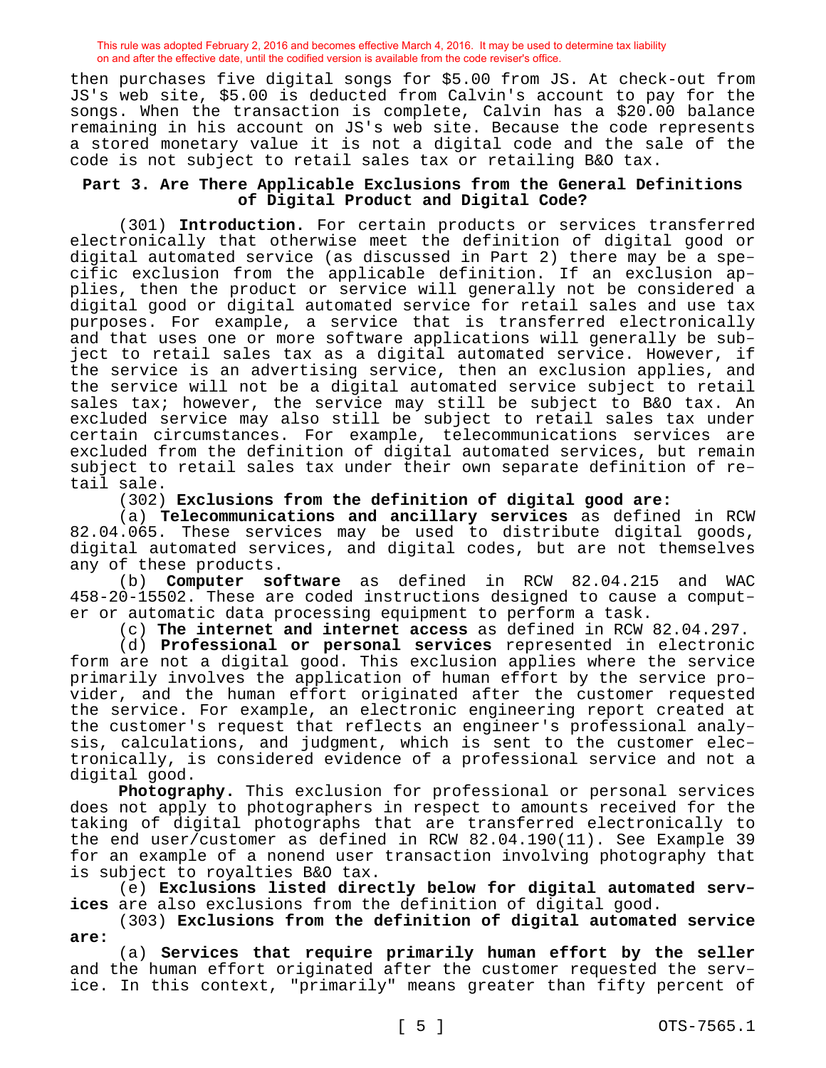then purchases five digital songs for $5.00 from JS. At check-out from JS's web site, $5.00 is deducted from Calvin's account to pay for the songs. When the transaction is complete, Calvin has a $20.00 balance remaining in his account on JS's web site. Because the code represents a stored monetary value it is not a digital code and the sale of the code is not subject to retail sales tax or retailing B&O tax.

## Part 3. Are There Applicable Exclusions from the General Definitions of Digital Product and Digital Code?

(301) **Introduction.** For certain products or services transferred electronically that otherwise meet the definition of digital good or digital automated service (as discussed in Part 2) there may be a specific exclusion from the applicable definition. If an exclusion applies, then the product or service will generally not be considered a digital good or digital automated service for retail sales and use tax purposes. For example, a service that is transferred electronically and that uses one or more software applications will generally be subject to retail sales tax as a digital automated service. However, if the service is an advertising service, then an exclusion applies, and the service will not be a digital automated service subject to retail sales tax; however, the service may still be subject to B&O tax. An excluded service may also still be subject to retail sales tax under certain circumstances. For example, telecommunications services are excluded from the definition of digital automated services, but remain subject to retail sales tax under their own separate definition of retail sale.

(302) **Exclusions from the definition of digital good are:**

(a) **Telecommunications and ancillary services** as defined in RCW 82.04.065. These services may be used to distribute digital goods, digital automated services, and digital codes, but are not themselves any of these products.

(b) **Computer software** as defined in RCW 82.04.215 and WAC 458-20-15502. These are coded instructions designed to cause a computer or automatic data processing equipment to perform a task.

(c) **The internet and internet access** as defined in RCW 82.04.297.

(d) **Professional or personal services** represented in electronic form are not a digital good. This exclusion applies where the service primarily involves the application of human effort by the service provider, and the human effort originated after the customer requested the service. For example, an electronic engineering report created at the customer's request that reflects an engineer's professional analysis, calculations, and judgment, which is sent to the customer electronically, is considered evidence of a professional service and not a digital good.

**Photography.** This exclusion for professional or personal services does not apply to photographers in respect to amounts received for the taking of digital photographs that are transferred electronically to the end user/customer as defined in RCW 82.04.190(11). See Example 39 for an example of a nonend user transaction involving photography that is subject to royalties B&O tax.

(e) **Exclusions listed directly below for digital automated services** are also exclusions from the definition of digital good.

(303) **Exclusions from the definition of digital automated service are:**

(a) **Services that require primarily human effort by the seller** and the human effort originated after the customer requested the service. In this context, "primarily" means greater than fifty percent of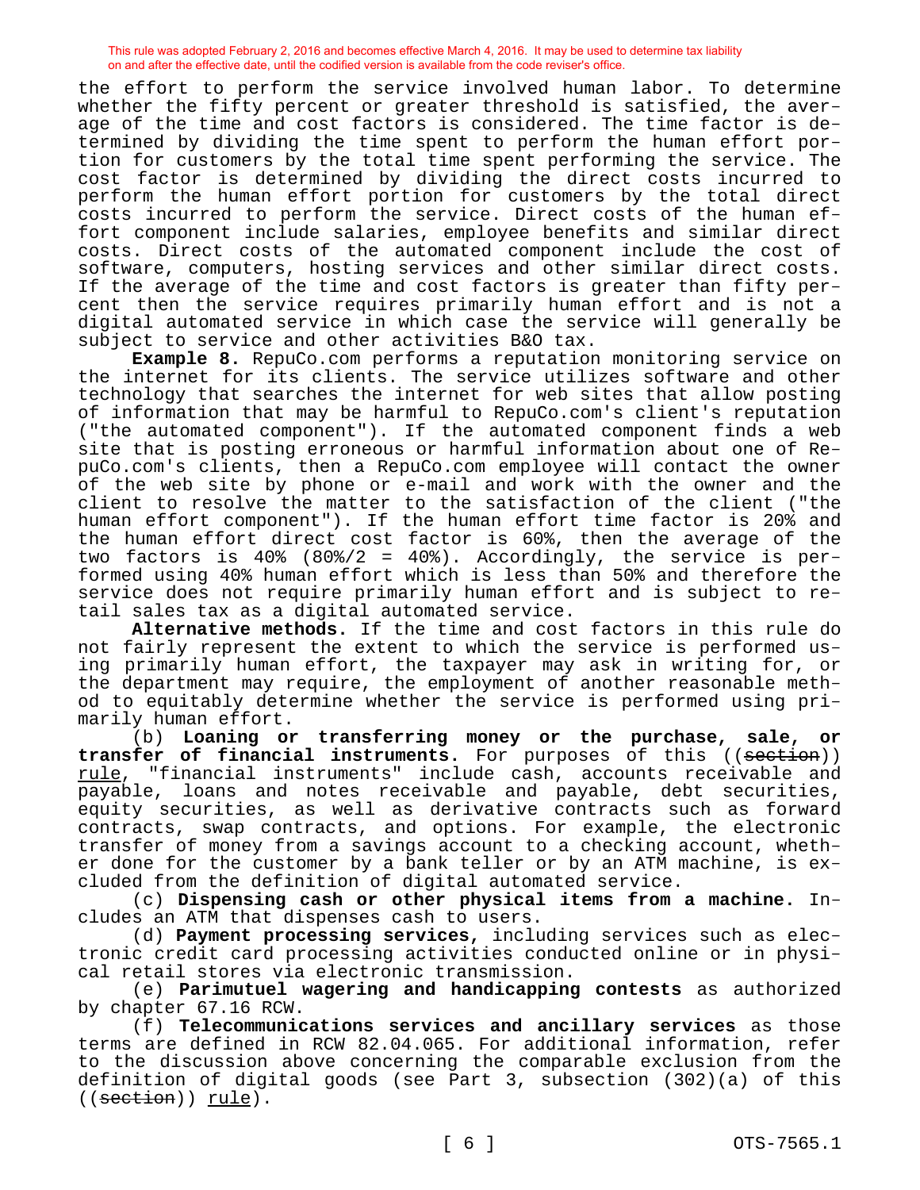the effort to perform the service involved human labor. To determine whether the fifty percent or greater threshold is satisfied, the average of the time and cost factors is considered. The time factor is determined by dividing the time spent to perform the human effort portion for customers by the total time spent performing the service. The cost factor is determined by dividing the direct costs incurred to perform the human effort portion for customers by the total direct costs incurred to perform the service. Direct costs of the human effort component include salaries, employee benefits and similar direct costs. Direct costs of the automated component include the cost of software, computers, hosting services and other similar direct costs. If the average of the time and cost factors is greater than fifty percent then the service requires primarily human effort and is not a digital automated service in which case the service will generally be subject to service and other activities B&O tax.

**Example 8.** RepuCo.com performs a reputation monitoring service on the internet for its clients. The service utilizes software and other technology that searches the internet for web sites that allow posting of information that may be harmful to RepuCo.com's client's reputation ("the automated component"). If the automated component finds a web site that is posting erroneous or harmful information about one of RepuCo.com's clients, then a RepuCo.com employee will contact the owner of the web site by phone or e-mail and work with the owner and the client to resolve the matter to the satisfaction of the client ("the human effort component"). If the human effort time factor is 20% and the human effort direct cost factor is 60%, then the average of the two factors is 40% (80%/2 = 40%). Accordingly, the service is performed using 40% human effort which is less than 50% and therefore the service does not require primarily human effort and is subject to retail sales tax as a digital automated service.

**Alternative methods.** If the time and cost factors in this rule do not fairly represent the extent to which the service is performed using primarily human effort, the taxpayer may ask in writing for, or the department may require, the employment of another reasonable method to equitably determine whether the service is performed using primarily human effort.

(b) **Loaning or transferring money or the purchase, sale, or transfer of financial instruments.** For purposes of this ((~~section~~)) <u>rule</u>, "financial instruments" include cash, accounts receivable and payable, loans and notes receivable and payable, debt securities, equity securities, as well as derivative contracts such as forward contracts, swap contracts, and options. For example, the electronic transfer of money from a savings account to a checking account, whether done for the customer by a bank teller or by an ATM machine, is excluded from the definition of digital automated service.

(c) **Dispensing cash or other physical items from a machine.** Includes an ATM that dispenses cash to users.

(d) **Payment processing services,** including services such as electronic credit card processing activities conducted online or in physical retail stores via electronic transmission.

(e) **Parimutuel wagering and handicapping contests** as authorized by chapter 67.16 RCW.

(f) **Telecommunications services and ancillary services** as those terms are defined in RCW 82.04.065. For additional information, refer to the discussion above concerning the comparable exclusion from the definition of digital goods (see Part 3, subsection (302)(a) of this ((~~section~~)) <u>rule</u>).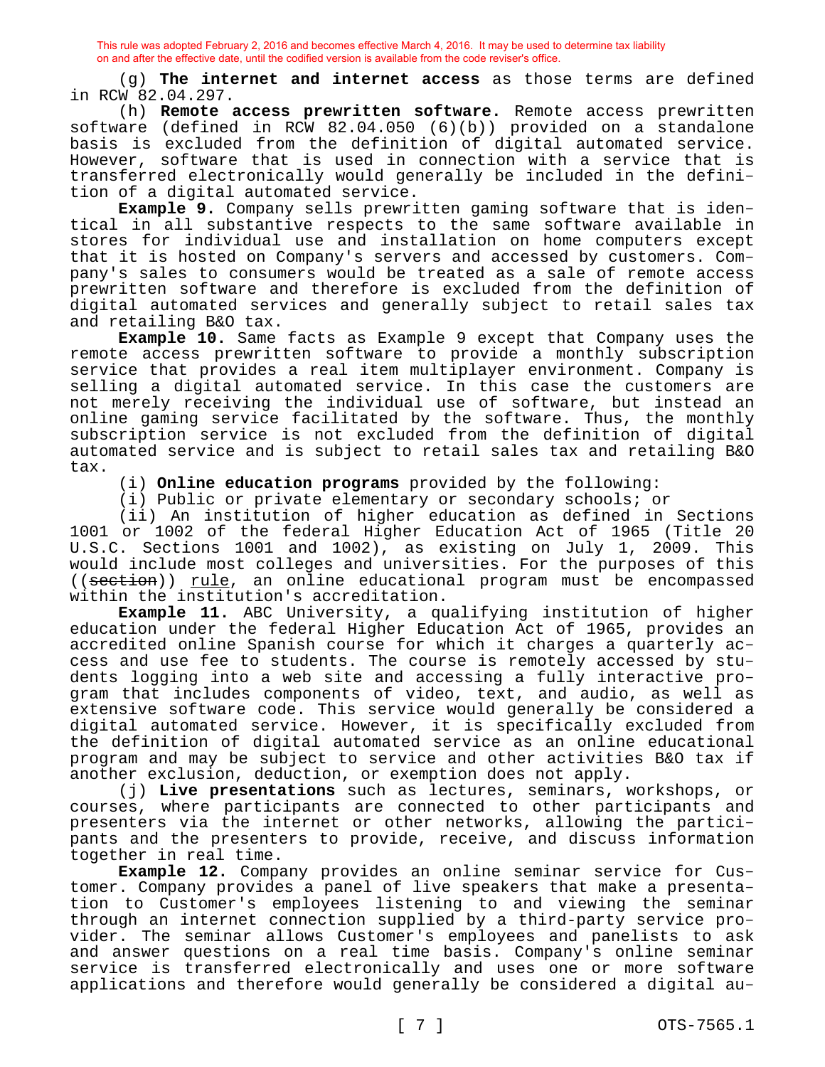This rule was adopted February 2, 2016 and becomes effective March 4, 2016. It may be used to determine tax liability on and after the effective date, until the codified version is available from the code reviser's office.

(g) **The internet and internet access** as those terms are defined in RCW 82.04.297.

(h) **Remote access prewritten software.** Remote access prewritten software (defined in RCW 82.04.050 (6)(b)) provided on a standalone basis is excluded from the definition of digital automated service. However, software that is used in connection with a service that is transferred electronically would generally be included in the definition of a digital automated service.

**Example 9.** Company sells prewritten gaming software that is identical in all substantive respects to the same software available in stores for individual use and installation on home computers except that it is hosted on Company's servers and accessed by customers. Company's sales to consumers would be treated as a sale of remote access prewritten software and therefore is excluded from the definition of digital automated services and generally subject to retail sales tax and retailing B&O tax.

**Example 10.** Same facts as Example 9 except that Company uses the remote access prewritten software to provide a monthly subscription service that provides a real item multiplayer environment. Company is selling a digital automated service. In this case the customers are not merely receiving the individual use of software, but instead an online gaming service facilitated by the software. Thus, the monthly subscription service is not excluded from the definition of digital automated service and is subject to retail sales tax and retailing B&O tax.

(i) **Online education programs** provided by the following:

(i) Public or private elementary or secondary schools; or

(ii) An institution of higher education as defined in Sections 1001 or 1002 of the federal Higher Education Act of 1965 (Title 20 U.S.C. Sections 1001 and 1002), as existing on July 1, 2009. This would include most colleges and universities. For the purposes of this ((~~section~~)) <u>rule</u>, an online educational program must be encompassed within the institution's accreditation.

**Example 11.** ABC University, a qualifying institution of higher education under the federal Higher Education Act of 1965, provides an accredited online Spanish course for which it charges a quarterly access and use fee to students. The course is remotely accessed by students logging into a web site and accessing a fully interactive program that includes components of video, text, and audio, as well as extensive software code. This service would generally be considered a digital automated service. However, it is specifically excluded from the definition of digital automated service as an online educational program and may be subject to service and other activities B&O tax if another exclusion, deduction, or exemption does not apply.

(j) **Live presentations** such as lectures, seminars, workshops, or courses, where participants are connected to other participants and presenters via the internet or other networks, allowing the participants and the presenters to provide, receive, and discuss information together in real time.

**Example 12.** Company provides an online seminar service for Customer. Company provides a panel of live speakers that make a presentation to Customer's employees listening to and viewing the seminar through an internet connection supplied by a third-party service provider. The seminar allows Customer's employees and panelists to ask and answer questions on a real time basis. Company's online seminar service is transferred electronically and uses one or more software applications and therefore would generally be considered a digital au-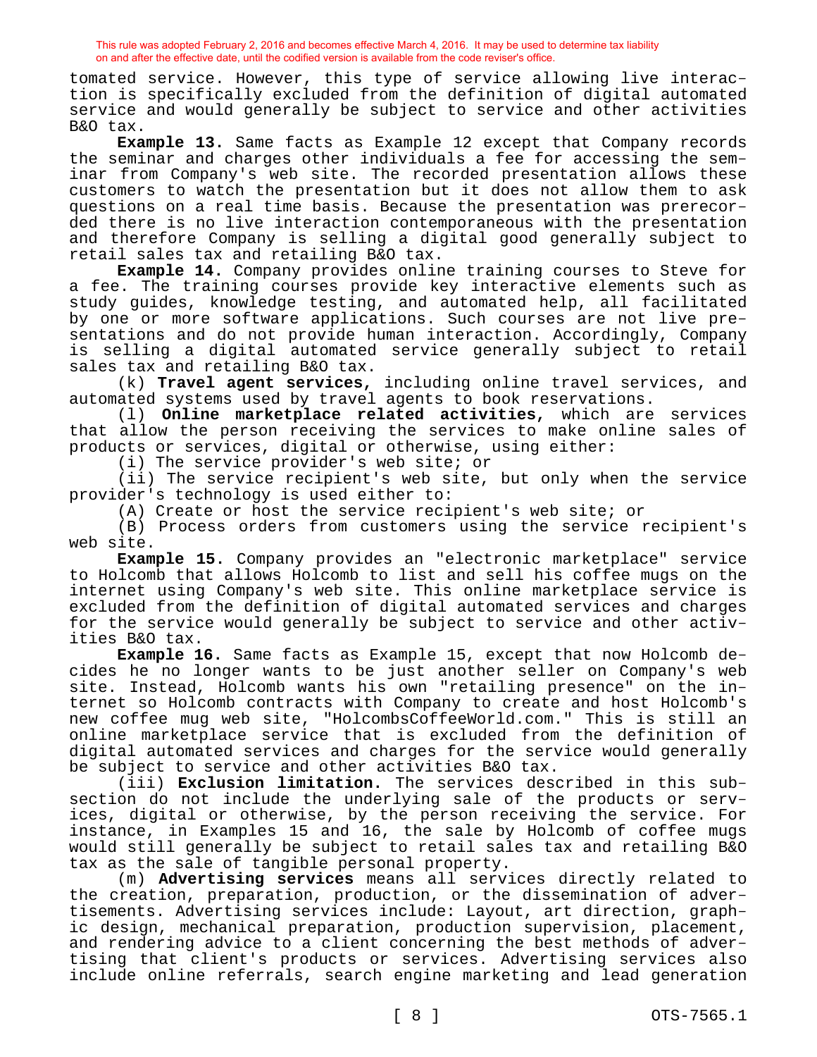tomated service. However, this type of service allowing live interaction is specifically excluded from the definition of digital automated service and would generally be subject to service and other activities B&O tax.

**Example 13.** Same facts as Example 12 except that Company records the seminar and charges other individuals a fee for accessing the seminar from Company's web site. The recorded presentation allows these customers to watch the presentation but it does not allow them to ask questions on a real time basis. Because the presentation was prerecorded there is no live interaction contemporaneous with the presentation and therefore Company is selling a digital good generally subject to retail sales tax and retailing B&O tax.

**Example 14.** Company provides online training courses to Steve for a fee. The training courses provide key interactive elements such as study guides, knowledge testing, and automated help, all facilitated by one or more software applications. Such courses are not live presentations and do not provide human interaction. Accordingly, Company is selling a digital automated service generally subject to retail sales tax and retailing B&O tax.

(k) **Travel agent services,** including online travel services, and automated systems used by travel agents to book reservations.

(l) **Online marketplace related activities,** which are services that allow the person receiving the services to make online sales of products or services, digital or otherwise, using either:

(i) The service provider's web site; or

(ii) The service recipient's web site, but only when the service provider's technology is used either to:

(A) Create or host the service recipient's web site; or

(B) Process orders from customers using the service recipient's web site.

**Example 15.** Company provides an "electronic marketplace" service to Holcomb that allows Holcomb to list and sell his coffee mugs on the internet using Company's web site. This online marketplace service is excluded from the definition of digital automated services and charges for the service would generally be subject to service and other activities B&O tax.

**Example 16.** Same facts as Example 15, except that now Holcomb decides he no longer wants to be just another seller on Company's web site. Instead, Holcomb wants his own "retailing presence" on the internet so Holcomb contracts with Company to create and host Holcomb's new coffee mug web site, "HolcombsCoffeeWorld.com." This is still an online marketplace service that is excluded from the definition of digital automated services and charges for the service would generally be subject to service and other activities B&O tax.

(iii) **Exclusion limitation.** The services described in this subsection do not include the underlying sale of the products or services, digital or otherwise, by the person receiving the service. For instance, in Examples 15 and 16, the sale by Holcomb of coffee mugs would still generally be subject to retail sales tax and retailing B&O tax as the sale of tangible personal property.

(m) **Advertising services** means all services directly related to the creation, preparation, production, or the dissemination of advertisements. Advertising services include: Layout, art direction, graphic design, mechanical preparation, production supervision, placement, and rendering advice to a client concerning the best methods of advertising that client's products or services. Advertising services also include online referrals, search engine marketing and lead generation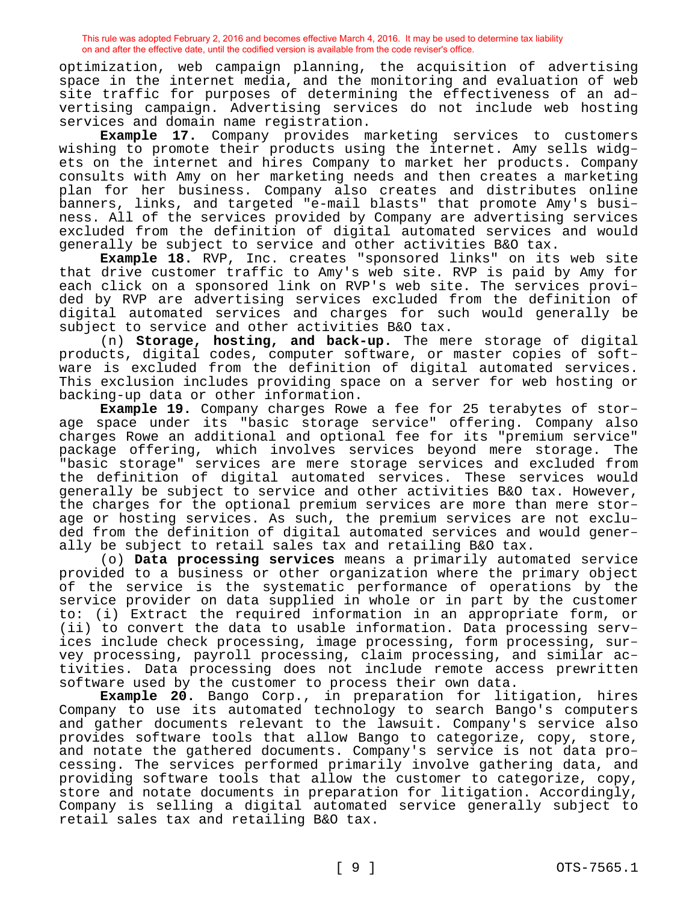optimization, web campaign planning, the acquisition of advertising space in the internet media, and the monitoring and evaluation of web site traffic for purposes of determining the effectiveness of an advertising campaign. Advertising services do not include web hosting services and domain name registration.

**Example 17.** Company provides marketing services to customers wishing to promote their products using the internet. Amy sells widgets on the internet and hires Company to market her products. Company consults with Amy on her marketing needs and then creates a marketing plan for her business. Company also creates and distributes online banners, links, and targeted "e-mail blasts" that promote Amy's business. All of the services provided by Company are advertising services excluded from the definition of digital automated services and would generally be subject to service and other activities B&O tax.

**Example 18.** RVP, Inc. creates "sponsored links" on its web site that drive customer traffic to Amy's web site. RVP is paid by Amy for each click on a sponsored link on RVP's web site. The services provided by RVP are advertising services excluded from the definition of digital automated services and charges for such would generally be subject to service and other activities B&O tax.

(n) **Storage, hosting, and back-up.** The mere storage of digital products, digital codes, computer software, or master copies of software is excluded from the definition of digital automated services. This exclusion includes providing space on a server for web hosting or backing-up data or other information.

**Example 19.** Company charges Rowe a fee for 25 terabytes of storage space under its "basic storage service" offering. Company also charges Rowe an additional and optional fee for its "premium service" package offering, which involves services beyond mere storage. The "basic storage" services are mere storage services and excluded from the definition of digital automated services. These services would generally be subject to service and other activities B&O tax. However, the charges for the optional premium services are more than mere storage or hosting services. As such, the premium services are not excluded from the definition of digital automated services and would generally be subject to retail sales tax and retailing B&O tax.

(o) **Data processing services** means a primarily automated service provided to a business or other organization where the primary object of the service is the systematic performance of operations by the service provider on data supplied in whole or in part by the customer to: (i) Extract the required information in an appropriate form, or (ii) to convert the data to usable information. Data processing services include check processing, image processing, form processing, survey processing, payroll processing, claim processing, and similar activities. Data processing does not include remote access prewritten software used by the customer to process their own data.

**Example 20.** Bango Corp., in preparation for litigation, hires Company to use its automated technology to search Bango's computers and gather documents relevant to the lawsuit. Company's service also provides software tools that allow Bango to categorize, copy, store, and notate the gathered documents. Company's service is not data processing. The services performed primarily involve gathering data, and providing software tools that allow the customer to categorize, copy, store and notate documents in preparation for litigation. Accordingly, Company is selling a digital automated service generally subject to retail sales tax and retailing B&O tax.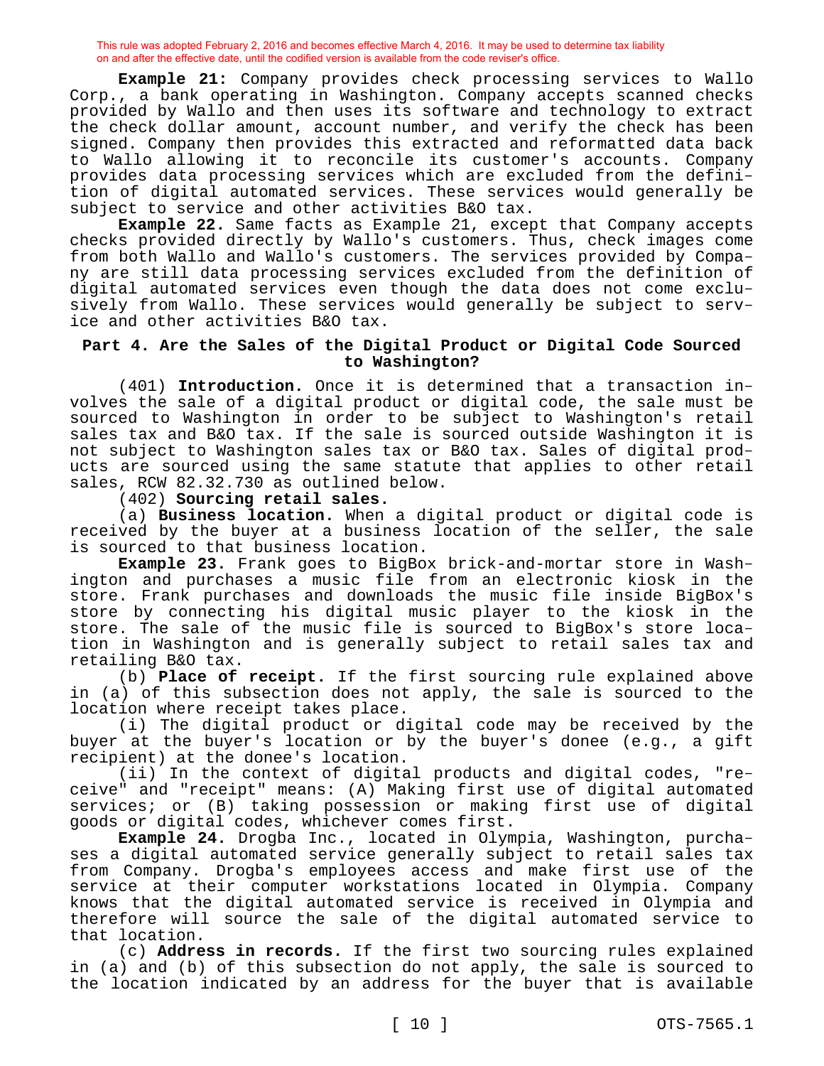**Example 21:** Company provides check processing services to Wallo Corp., a bank operating in Washington. Company accepts scanned checks provided by Wallo and then uses its software and technology to extract the check dollar amount, account number, and verify the check has been signed. Company then provides this extracted and reformatted data back to Wallo allowing it to reconcile its customer's accounts. Company provides data processing services which are excluded from the definition of digital automated services. These services would generally be subject to service and other activities B&O tax.

**Example 22.** Same facts as Example 21, except that Company accepts checks provided directly by Wallo's customers. Thus, check images come from both Wallo and Wallo's customers. The services provided by Company are still data processing services excluded from the definition of digital automated services even though the data does not come exclusively from Wallo. These services would generally be subject to service and other activities B&O tax.

## Part 4. Are the Sales of the Digital Product or Digital Code Sourced to Washington?

(401) **Introduction.** Once it is determined that a transaction involves the sale of a digital product or digital code, the sale must be sourced to Washington in order to be subject to Washington's retail sales tax and B&O tax. If the sale is sourced outside Washington it is not subject to Washington sales tax or B&O tax. Sales of digital products are sourced using the same statute that applies to other retail sales, RCW 82.32.730 as outlined below.

(402) **Sourcing retail sales.**

(a) **Business location.** When a digital product or digital code is received by the buyer at a business location of the seller, the sale is sourced to that business location.

**Example 23.** Frank goes to BigBox brick-and-mortar store in Washington and purchases a music file from an electronic kiosk in the store. Frank purchases and downloads the music file inside BigBox's store by connecting his digital music player to the kiosk in the store. The sale of the music file is sourced to BigBox's store location in Washington and is generally subject to retail sales tax and retailing B&O tax.

(b) **Place of receipt.** If the first sourcing rule explained above in (a) of this subsection does not apply, the sale is sourced to the location where receipt takes place.

(i) The digital product or digital code may be received by the buyer at the buyer's location or by the buyer's donee (e.g., a gift recipient) at the donee's location.

(ii) In the context of digital products and digital codes, "receive" and "receipt" means: (A) Making first use of digital automated services; or (B) taking possession or making first use of digital goods or digital codes, whichever comes first.

**Example 24.** Drogba Inc., located in Olympia, Washington, purchases a digital automated service generally subject to retail sales tax from Company. Drogba's employees access and make first use of the service at their computer workstations located in Olympia. Company knows that the digital automated service is received in Olympia and therefore will source the sale of the digital automated service to that location.

(c) **Address in records.** If the first two sourcing rules explained in (a) and (b) of this subsection do not apply, the sale is sourced to the location indicated by an address for the buyer that is available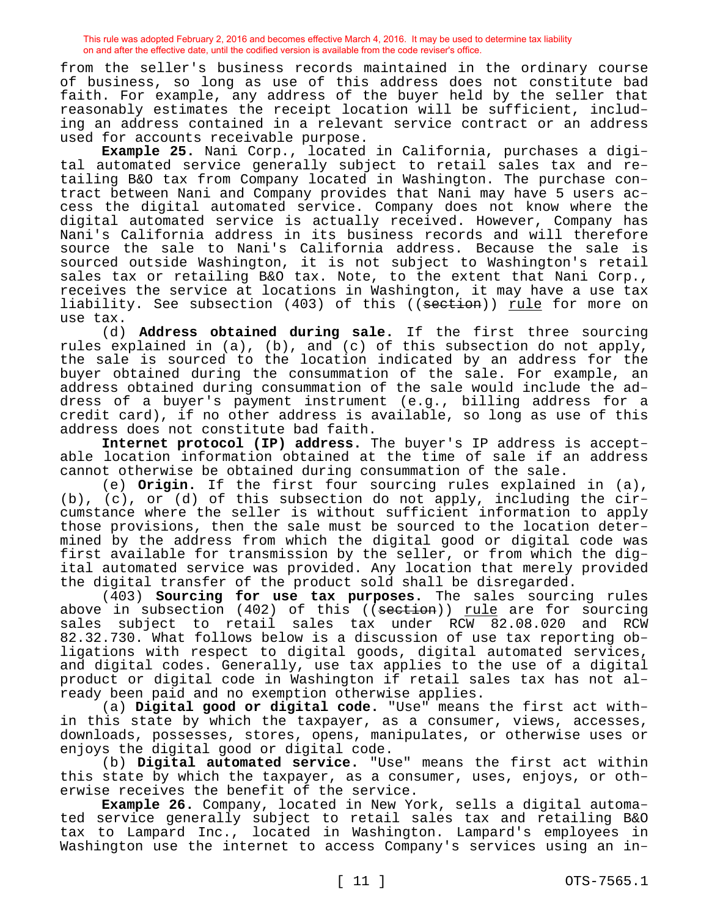from the seller's business records maintained in the ordinary course of business, so long as use of this address does not constitute bad faith. For example, any address of the buyer held by the seller that reasonably estimates the receipt location will be sufficient, including an address contained in a relevant service contract or an address used for accounts receivable purpose.

**Example 25.** Nani Corp., located in California, purchases a digital automated service generally subject to retail sales tax and retailing B&O tax from Company located in Washington. The purchase contract between Nani and Company provides that Nani may have 5 users access the digital automated service. Company does not know where the digital automated service is actually received. However, Company has Nani's California address in its business records and will therefore source the sale to Nani's California address. Because the sale is sourced outside Washington, it is not subject to Washington's retail sales tax or retailing B&O tax. Note, to the extent that Nani Corp., receives the service at locations in Washington, it may have a use tax liability. See subsection (403) of this ((~~section~~)) rule for more on use tax.

(d) **Address obtained during sale.** If the first three sourcing rules explained in (a), (b), and (c) of this subsection do not apply, the sale is sourced to the location indicated by an address for the buyer obtained during the consummation of the sale. For example, an address obtained during consummation of the sale would include the address of a buyer's payment instrument (e.g., billing address for a credit card), if no other address is available, so long as use of this address does not constitute bad faith.

**Internet protocol (IP) address.** The buyer's IP address is acceptable location information obtained at the time of sale if an address cannot otherwise be obtained during consummation of the sale.

(e) **Origin.** If the first four sourcing rules explained in (a), (b), (c), or (d) of this subsection do not apply, including the circumstance where the seller is without sufficient information to apply those provisions, then the sale must be sourced to the location determined by the address from which the digital good or digital code was first available for transmission by the seller, or from which the digital automated service was provided. Any location that merely provided the digital transfer of the product sold shall be disregarded.

(403) **Sourcing for use tax purposes.** The sales sourcing rules above in subsection (402) of this ((~~section~~)) rule are for sourcing sales subject to retail sales tax under RCW 82.08.020 and RCW 82.32.730. What follows below is a discussion of use tax reporting obligations with respect to digital goods, digital automated services, and digital codes. Generally, use tax applies to the use of a digital product or digital code in Washington if retail sales tax has not already been paid and no exemption otherwise applies.

(a) **Digital good or digital code.** "Use" means the first act within this state by which the taxpayer, as a consumer, views, accesses, downloads, possesses, stores, opens, manipulates, or otherwise uses or enjoys the digital good or digital code.

(b) **Digital automated service.** "Use" means the first act within this state by which the taxpayer, as a consumer, uses, enjoys, or otherwise receives the benefit of the service.

**Example 26.** Company, located in New York, sells a digital automated service generally subject to retail sales tax and retailing B&O tax to Lampard Inc., located in Washington. Lampard's employees in Washington use the internet to access Company's services using an in-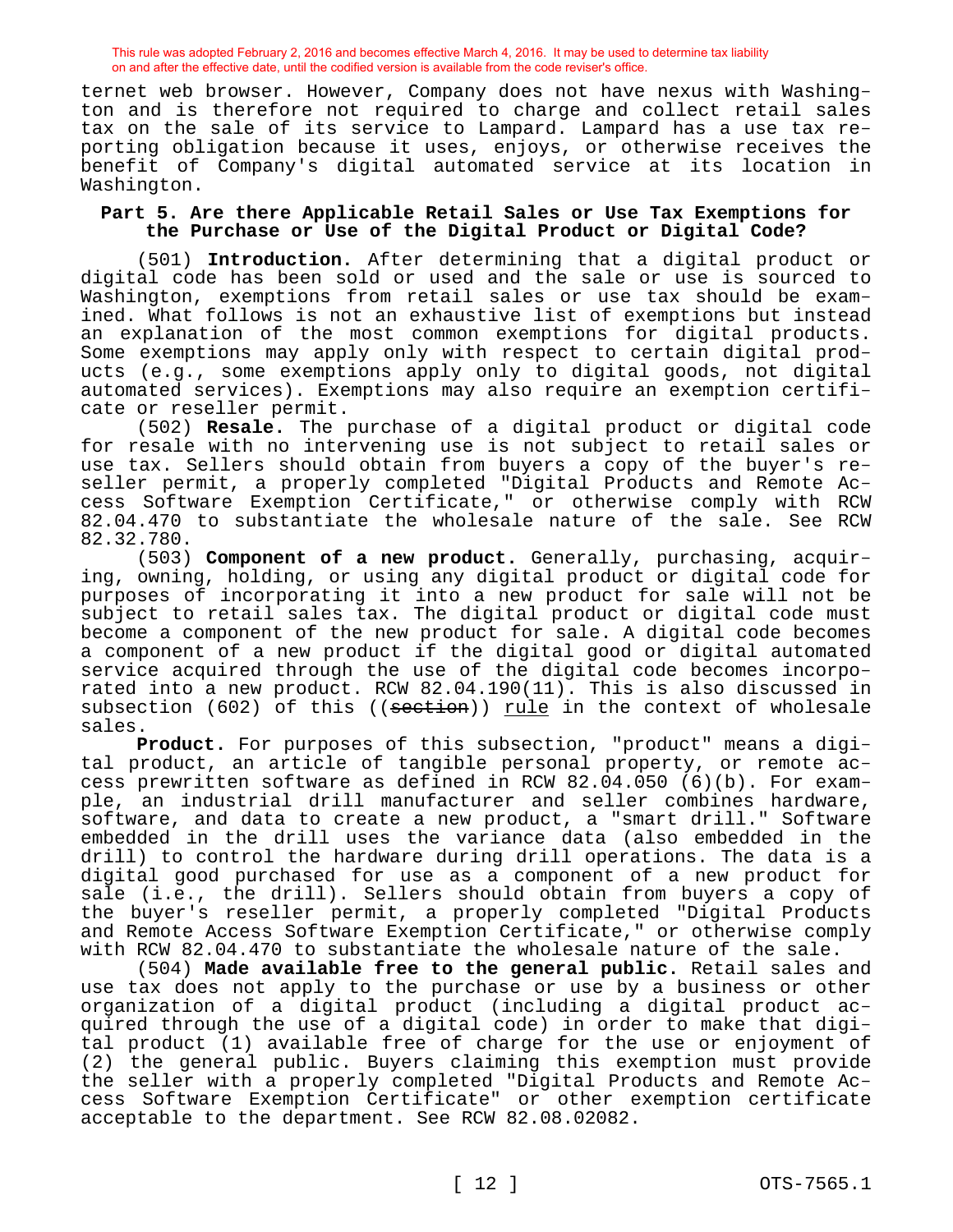ternet web browser. However, Company does not have nexus with Washington and is therefore not required to charge and collect retail sales tax on the sale of its service to Lampard. Lampard has a use tax reporting obligation because it uses, enjoys, or otherwise receives the benefit of Company's digital automated service at its location in Washington.

### Part 5. Are there Applicable Retail Sales or Use Tax Exemptions for the Purchase or Use of the Digital Product or Digital Code?

(501) **Introduction.** After determining that a digital product or digital code has been sold or used and the sale or use is sourced to Washington, exemptions from retail sales or use tax should be examined. What follows is not an exhaustive list of exemptions but instead an explanation of the most common exemptions for digital products. Some exemptions may apply only with respect to certain digital products (e.g., some exemptions apply only to digital goods, not digital automated services). Exemptions may also require an exemption certificate or reseller permit.

(502) **Resale.** The purchase of a digital product or digital code for resale with no intervening use is not subject to retail sales or use tax. Sellers should obtain from buyers a copy of the buyer's reseller permit, a properly completed "Digital Products and Remote Access Software Exemption Certificate," or otherwise comply with RCW 82.04.470 to substantiate the wholesale nature of the sale. See RCW 82.32.780.

(503) **Component of a new product.** Generally, purchasing, acquiring, owning, holding, or using any digital product or digital code for purposes of incorporating it into a new product for sale will not be subject to retail sales tax. The digital product or digital code must become a component of the new product for sale. A digital code becomes a component of a new product if the digital good or digital automated service acquired through the use of the digital code becomes incorporated into a new product. RCW 82.04.190(11). This is also discussed in subsection (602) of this ((~~section~~)) <u>rule</u> in the context of wholesale sales.

**Product.** For purposes of this subsection, "product" means a digital product, an article of tangible personal property, or remote access prewritten software as defined in RCW 82.04.050 (6)(b). For example, an industrial drill manufacturer and seller combines hardware, software, and data to create a new product, a "smart drill." Software embedded in the drill uses the variance data (also embedded in the drill) to control the hardware during drill operations. The data is a digital good purchased for use as a component of a new product for sale (i.e., the drill). Sellers should obtain from buyers a copy of the buyer's reseller permit, a properly completed "Digital Products and Remote Access Software Exemption Certificate," or otherwise comply with RCW 82.04.470 to substantiate the wholesale nature of the sale.

(504) **Made available free to the general public.** Retail sales and use tax does not apply to the purchase or use by a business or other organization of a digital product (including a digital product acquired through the use of a digital code) in order to make that digital product (1) available free of charge for the use or enjoyment of (2) the general public. Buyers claiming this exemption must provide the seller with a properly completed "Digital Products and Remote Access Software Exemption Certificate" or other exemption certificate acceptable to the department. See RCW 82.08.02082.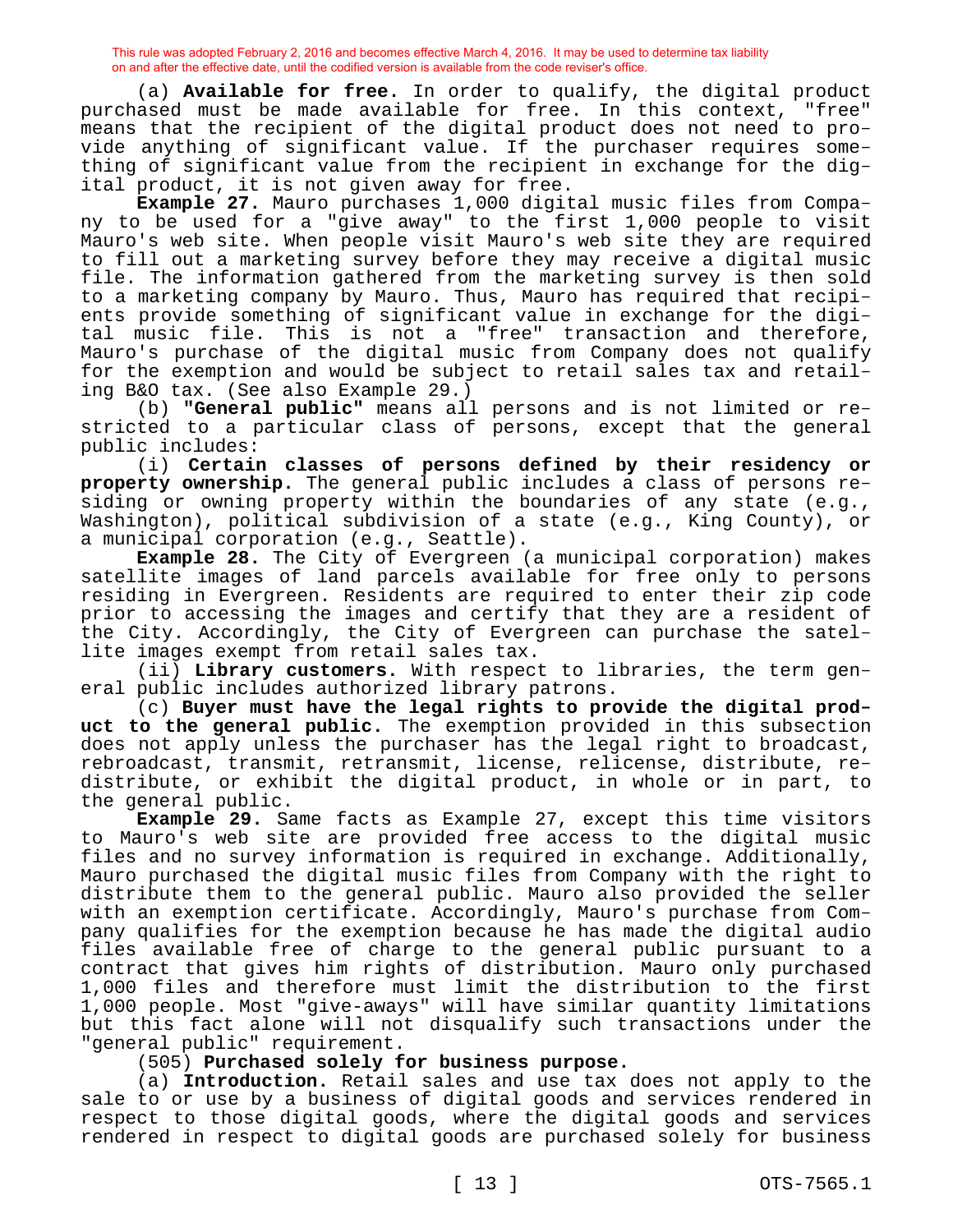This rule was adopted February 2, 2016 and becomes effective March 4, 2016. It may be used to determine tax liability on and after the effective date, until the codified version is available from the code reviser's office.

(a) **Available for free.** In order to qualify, the digital product purchased must be made available for free. In this context, "free" means that the recipient of the digital product does not need to provide anything of significant value. If the purchaser requires something of significant value from the recipient in exchange for the digital product, it is not given away for free.

**Example 27.** Mauro purchases 1,000 digital music files from Company to be used for a "give away" to the first 1,000 people to visit Mauro's web site. When people visit Mauro's web site they are required to fill out a marketing survey before they may receive a digital music file. The information gathered from the marketing survey is then sold to a marketing company by Mauro. Thus, Mauro has required that recipients provide something of significant value in exchange for the digital music file. This is not a "free" transaction and therefore, Mauro's purchase of the digital music from Company does not qualify for the exemption and would be subject to retail sales tax and retailing B&O tax. (See also Example 29.)

(b) **"General public"** means all persons and is not limited or restricted to a particular class of persons, except that the general public includes:

(i) **Certain classes of persons defined by their residency or property ownership.** The general public includes a class of persons residing or owning property within the boundaries of any state (e.g., Washington), political subdivision of a state (e.g., King County), or a municipal corporation (e.g., Seattle).

**Example 28.** The City of Evergreen (a municipal corporation) makes satellite images of land parcels available for free only to persons residing in Evergreen. Residents are required to enter their zip code prior to accessing the images and certify that they are a resident of the City. Accordingly, the City of Evergreen can purchase the satellite images exempt from retail sales tax.

(ii) **Library customers.** With respect to libraries, the term general public includes authorized library patrons.

(c) **Buyer must have the legal rights to provide the digital product to the general public.** The exemption provided in this subsection does not apply unless the purchaser has the legal right to broadcast, rebroadcast, transmit, retransmit, license, relicense, distribute, redistribute, or exhibit the digital product, in whole or in part, to the general public.

**Example 29.** Same facts as Example 27, except this time visitors to Mauro's web site are provided free access to the digital music files and no survey information is required in exchange. Additionally, Mauro purchased the digital music files from Company with the right to distribute them to the general public. Mauro also provided the seller with an exemption certificate. Accordingly, Mauro's purchase from Company qualifies for the exemption because he has made the digital audio files available free of charge to the general public pursuant to a contract that gives him rights of distribution. Mauro only purchased 1,000 files and therefore must limit the distribution to the first 1,000 people. Most "give-aways" will have similar quantity limitations but this fact alone will not disqualify such transactions under the "general public" requirement.

(505) **Purchased solely for business purpose.**

(a) **Introduction.** Retail sales and use tax does not apply to the sale to or use by a business of digital goods and services rendered in respect to those digital goods, where the digital goods and services rendered in respect to digital goods are purchased solely for business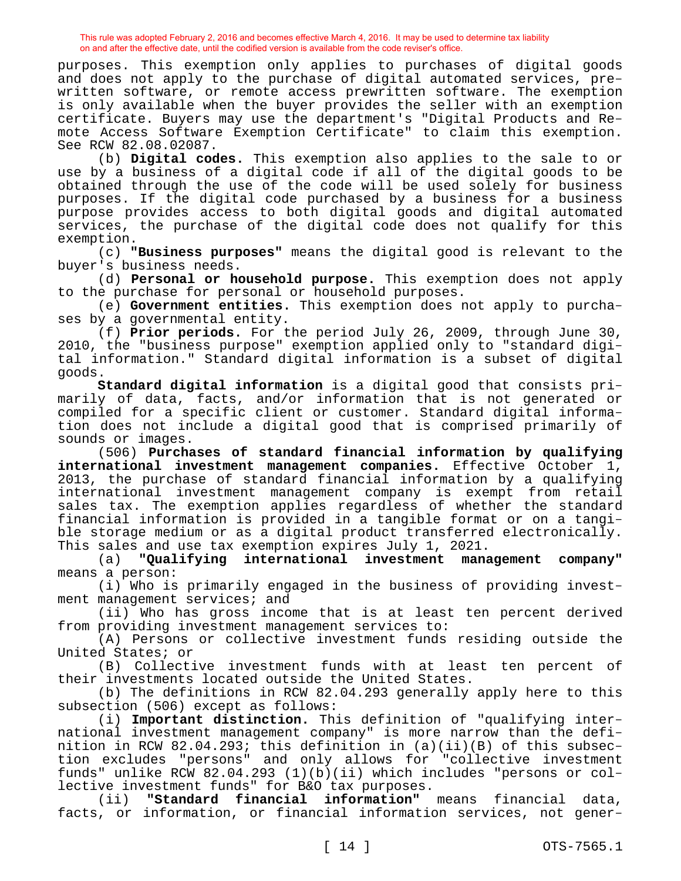purposes. This exemption only applies to purchases of digital goods and does not apply to the purchase of digital automated services, prewritten software, or remote access prewritten software. The exemption is only available when the buyer provides the seller with an exemption certificate. Buyers may use the department's "Digital Products and Remote Access Software Exemption Certificate" to claim this exemption. See RCW 82.08.02087.

(b) **Digital codes.** This exemption also applies to the sale to or use by a business of a digital code if all of the digital goods to be obtained through the use of the code will be used solely for business purposes. If the digital code purchased by a business for a business purpose provides access to both digital goods and digital automated services, the purchase of the digital code does not qualify for this exemption.

(c) **"Business purposes"** means the digital good is relevant to the buyer's business needs.

(d) **Personal or household purpose.** This exemption does not apply to the purchase for personal or household purposes.

(e) **Government entities.** This exemption does not apply to purchases by a governmental entity.

(f) **Prior periods.** For the period July 26, 2009, through June 30, 2010, the "business purpose" exemption applied only to "standard digital information." Standard digital information is a subset of digital goods.

**Standard digital information** is a digital good that consists primarily of data, facts, and/or information that is not generated or compiled for a specific client or customer. Standard digital information does not include a digital good that is comprised primarily of sounds or images.

(506) **Purchases of standard financial information by qualifying international investment management companies.** Effective October 1, 2013, the purchase of standard financial information by a qualifying international investment management company is exempt from retail sales tax. The exemption applies regardless of whether the standard financial information is provided in a tangible format or on a tangible storage medium or as a digital product transferred electronically. This sales and use tax exemption expires July 1, 2021.

(a) **"Qualifying international investment management company"** means a person:

(i) Who is primarily engaged in the business of providing investment management services; and

(ii) Who has gross income that is at least ten percent derived from providing investment management services to:

(A) Persons or collective investment funds residing outside the United States; or

(B) Collective investment funds with at least ten percent of their investments located outside the United States.

(b) The definitions in RCW 82.04.293 generally apply here to this subsection (506) except as follows:

(i) **Important distinction.** This definition of "qualifying international investment management company" is more narrow than the definition in RCW 82.04.293; this definition in (a)(ii)(B) of this subsection excludes "persons" and only allows for "collective investment funds" unlike RCW 82.04.293 (1)(b)(ii) which includes "persons or collective investment funds" for B&O tax purposes.

(ii) **"Standard financial information"** means financial data, facts, or information, or financial information services, not gener-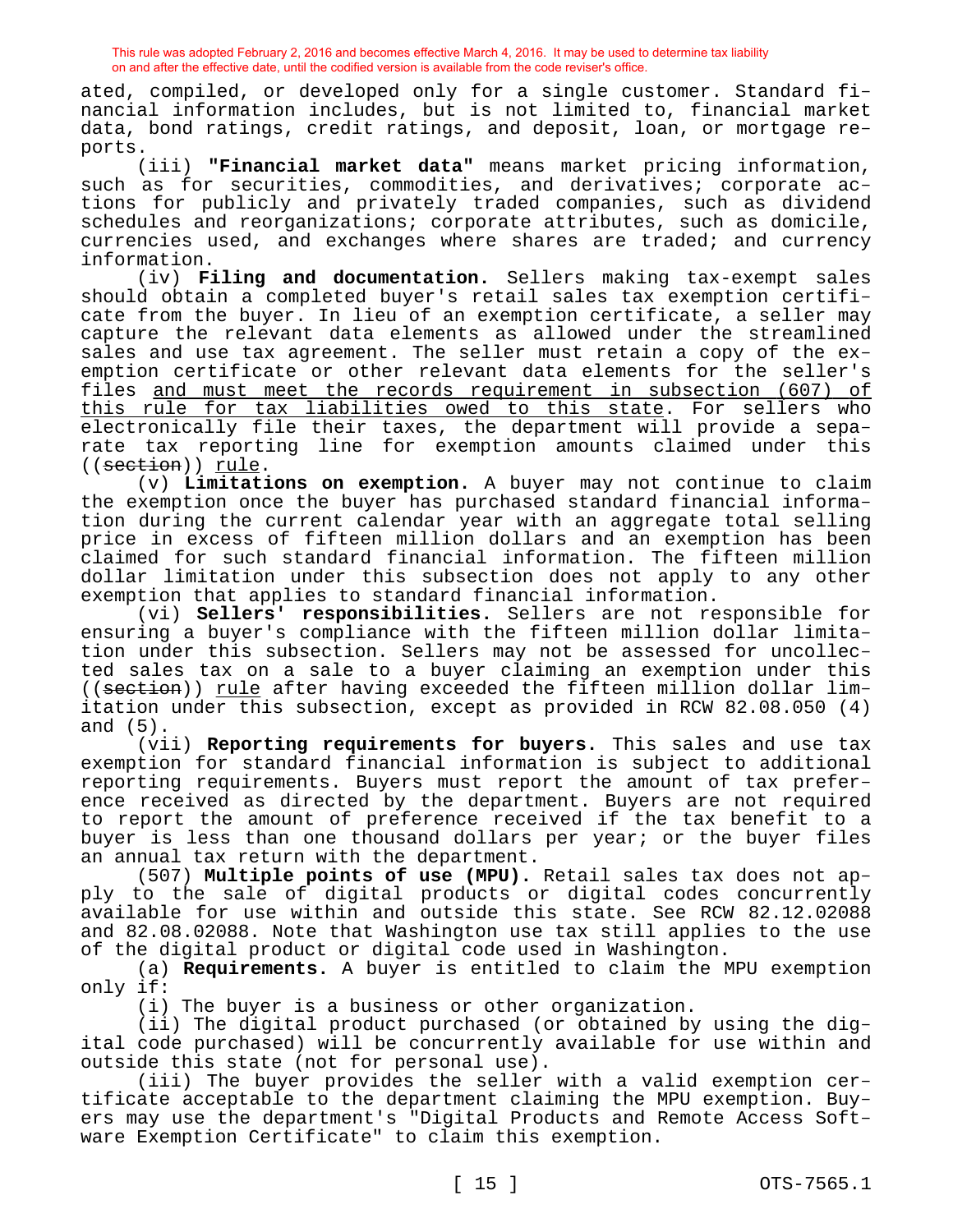ated, compiled, or developed only for a single customer. Standard financial information includes, but is not limited to, financial market data, bond ratings, credit ratings, and deposit, loan, or mortgage reports.

(iii) **"Financial market data"** means market pricing information, such as for securities, commodities, and derivatives; corporate actions for publicly and privately traded companies, such as dividend schedules and reorganizations; corporate attributes, such as domicile, currencies used, and exchanges where shares are traded; and currency information.

(iv) **Filing and documentation.** Sellers making tax-exempt sales should obtain a completed buyer's retail sales tax exemption certificate from the buyer. In lieu of an exemption certificate, a seller may capture the relevant data elements as allowed under the streamlined sales and use tax agreement. The seller must retain a copy of the exemption certificate or other relevant data elements for the seller's files and must meet the records requirement in subsection (607) of this rule for tax liabilities owed to this state. For sellers who electronically file their taxes, the department will provide a separate tax reporting line for exemption amounts claimed under this ((~~section~~)) rule.

(v) **Limitations on exemption.** A buyer may not continue to claim the exemption once the buyer has purchased standard financial information during the current calendar year with an aggregate total selling price in excess of fifteen million dollars and an exemption has been claimed for such standard financial information. The fifteen million dollar limitation under this subsection does not apply to any other exemption that applies to standard financial information.

(vi) **Sellers' responsibilities.** Sellers are not responsible for ensuring a buyer's compliance with the fifteen million dollar limitation under this subsection. Sellers may not be assessed for uncollected sales tax on a sale to a buyer claiming an exemption under this ((~~section~~)) rule after having exceeded the fifteen million dollar limitation under this subsection, except as provided in RCW 82.08.050 (4) and (5).

(vii) **Reporting requirements for buyers.** This sales and use tax exemption for standard financial information is subject to additional reporting requirements. Buyers must report the amount of tax preference received as directed by the department. Buyers are not required to report the amount of preference received if the tax benefit to a buyer is less than one thousand dollars per year; or the buyer files an annual tax return with the department.

(507) **Multiple points of use (MPU).** Retail sales tax does not apply to the sale of digital products or digital codes concurrently available for use within and outside this state. See RCW 82.12.02088 and 82.08.02088. Note that Washington use tax still applies to the use of the digital product or digital code used in Washington.

(a) **Requirements.** A buyer is entitled to claim the MPU exemption only if:

(i) The buyer is a business or other organization.

(ii) The digital product purchased (or obtained by using the digital code purchased) will be concurrently available for use within and outside this state (not for personal use).

(iii) The buyer provides the seller with a valid exemption certificate acceptable to the department claiming the MPU exemption. Buyers may use the department's "Digital Products and Remote Access Software Exemption Certificate" to claim this exemption.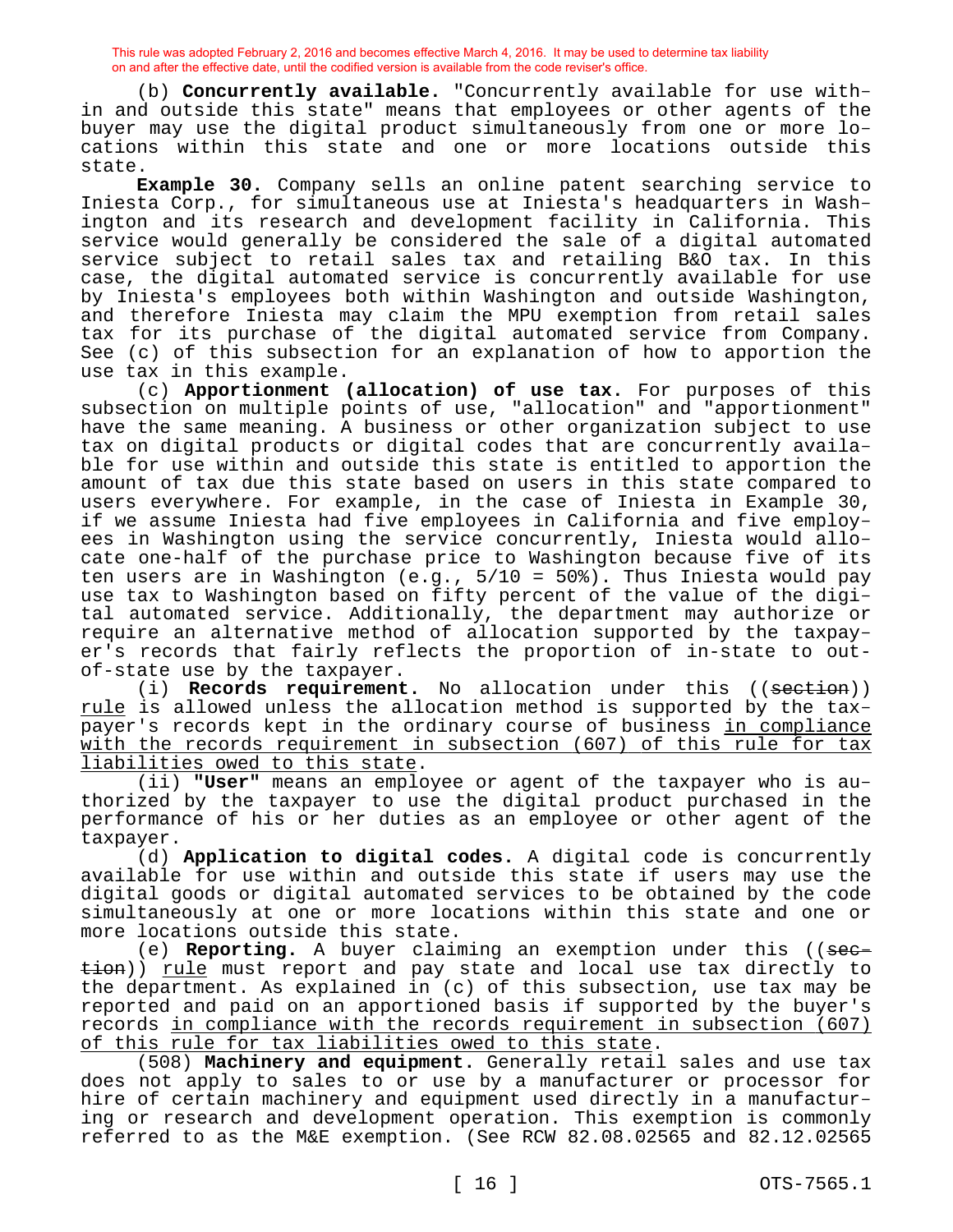This rule was adopted February 2, 2016 and becomes effective March 4, 2016. It may be used to determine tax liability on and after the effective date, until the codified version is available from the code reviser's office.

(b) **Concurrently available.** "Concurrently available for use within and outside this state" means that employees or other agents of the buyer may use the digital product simultaneously from one or more locations within this state and one or more locations outside this state.

**Example 30.** Company sells an online patent searching service to Iniesta Corp., for simultaneous use at Iniesta's headquarters in Washington and its research and development facility in California. This service would generally be considered the sale of a digital automated service subject to retail sales tax and retailing B&O tax. In this case, the digital automated service is concurrently available for use by Iniesta's employees both within Washington and outside Washington, and therefore Iniesta may claim the MPU exemption from retail sales tax for its purchase of the digital automated service from Company. See (c) of this subsection for an explanation of how to apportion the use tax in this example.

(c) **Apportionment (allocation) of use tax.** For purposes of this subsection on multiple points of use, "allocation" and "apportionment" have the same meaning. A business or other organization subject to use tax on digital products or digital codes that are concurrently available for use within and outside this state is entitled to apportion the amount of tax due this state based on users in this state compared to users everywhere. For example, in the case of Iniesta in Example 30, if we assume Iniesta had five employees in California and five employees in Washington using the service concurrently, Iniesta would allocate one-half of the purchase price to Washington because five of its ten users are in Washington (e.g., 5/10 = 50%). Thus Iniesta would pay use tax to Washington based on fifty percent of the value of the digital automated service. Additionally, the department may authorize or require an alternative method of allocation supported by the taxpayer's records that fairly reflects the proportion of in-state to out-of-state use by the taxpayer.

(i) **Records requirement.** No allocation under this ((~~section~~)) rule is allowed unless the allocation method is supported by the taxpayer's records kept in the ordinary course of business in compliance with the records requirement in subsection (607) of this rule for tax liabilities owed to this state.

(ii) **"User"** means an employee or agent of the taxpayer who is authorized by the taxpayer to use the digital product purchased in the performance of his or her duties as an employee or other agent of the taxpayer.

(d) **Application to digital codes.** A digital code is concurrently available for use within and outside this state if users may use the digital goods or digital automated services to be obtained by the code simultaneously at one or more locations within this state and one or more locations outside this state.

(e) **Reporting.** A buyer claiming an exemption under this ((~~section~~)) rule must report and pay state and local use tax directly to the department. As explained in (c) of this subsection, use tax may be reported and paid on an apportioned basis if supported by the buyer's records in compliance with the records requirement in subsection (607) of this rule for tax liabilities owed to this state.

(508) **Machinery and equipment.** Generally retail sales and use tax does not apply to sales to or use by a manufacturer or processor for hire of certain machinery and equipment used directly in a manufacturing or research and development operation. This exemption is commonly referred to as the M&E exemption. (See RCW 82.08.02565 and 82.12.02565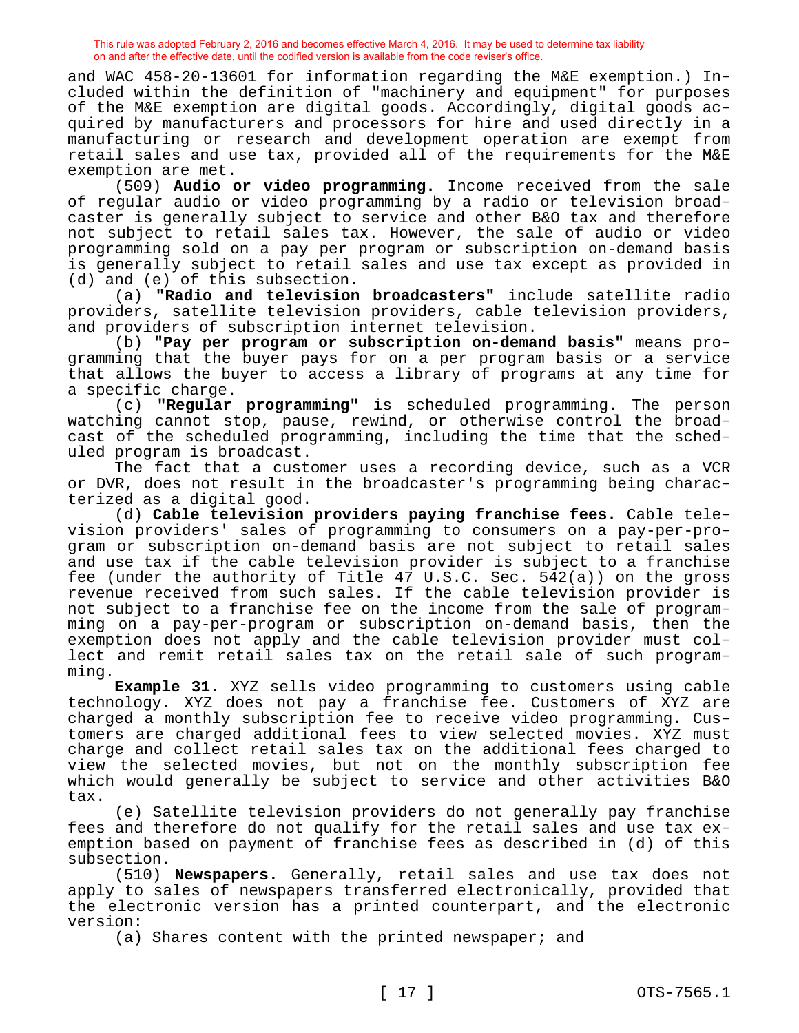and WAC 458-20-13601 for information regarding the M&E exemption.) Included within the definition of "machinery and equipment" for purposes of the M&E exemption are digital goods. Accordingly, digital goods acquired by manufacturers and processors for hire and used directly in a manufacturing or research and development operation are exempt from retail sales and use tax, provided all of the requirements for the M&E exemption are met.

(509) **Audio or video programming.** Income received from the sale of regular audio or video programming by a radio or television broadcaster is generally subject to service and other B&O tax and therefore not subject to retail sales tax. However, the sale of audio or video programming sold on a pay per program or subscription on-demand basis is generally subject to retail sales and use tax except as provided in (d) and (e) of this subsection.

(a) **"Radio and television broadcasters"** include satellite radio providers, satellite television providers, cable television providers, and providers of subscription internet television.

(b) **"Pay per program or subscription on-demand basis"** means programming that the buyer pays for on a per program basis or a service that allows the buyer to access a library of programs at any time for a specific charge.

(c) **"Regular programming"** is scheduled programming. The person watching cannot stop, pause, rewind, or otherwise control the broadcast of the scheduled programming, including the time that the scheduled program is broadcast.

The fact that a customer uses a recording device, such as a VCR or DVR, does not result in the broadcaster's programming being characterized as a digital good.

(d) **Cable television providers paying franchise fees.** Cable television providers' sales of programming to consumers on a pay-per-program or subscription on-demand basis are not subject to retail sales and use tax if the cable television provider is subject to a franchise fee (under the authority of Title 47 U.S.C. Sec. 542(a)) on the gross revenue received from such sales. If the cable television provider is not subject to a franchise fee on the income from the sale of programming on a pay-per-program or subscription on-demand basis, then the exemption does not apply and the cable television provider must collect and remit retail sales tax on the retail sale of such programming.

**Example 31.** XYZ sells video programming to customers using cable technology. XYZ does not pay a franchise fee. Customers of XYZ are charged a monthly subscription fee to receive video programming. Customers are charged additional fees to view selected movies. XYZ must charge and collect retail sales tax on the additional fees charged to view the selected movies, but not on the monthly subscription fee which would generally be subject to service and other activities B&O tax.

(e) Satellite television providers do not generally pay franchise fees and therefore do not qualify for the retail sales and use tax exemption based on payment of franchise fees as described in (d) of this subsection.

(510) **Newspapers.** Generally, retail sales and use tax does not apply to sales of newspapers transferred electronically, provided that the electronic version has a printed counterpart, and the electronic version:

(a) Shares content with the printed newspaper; and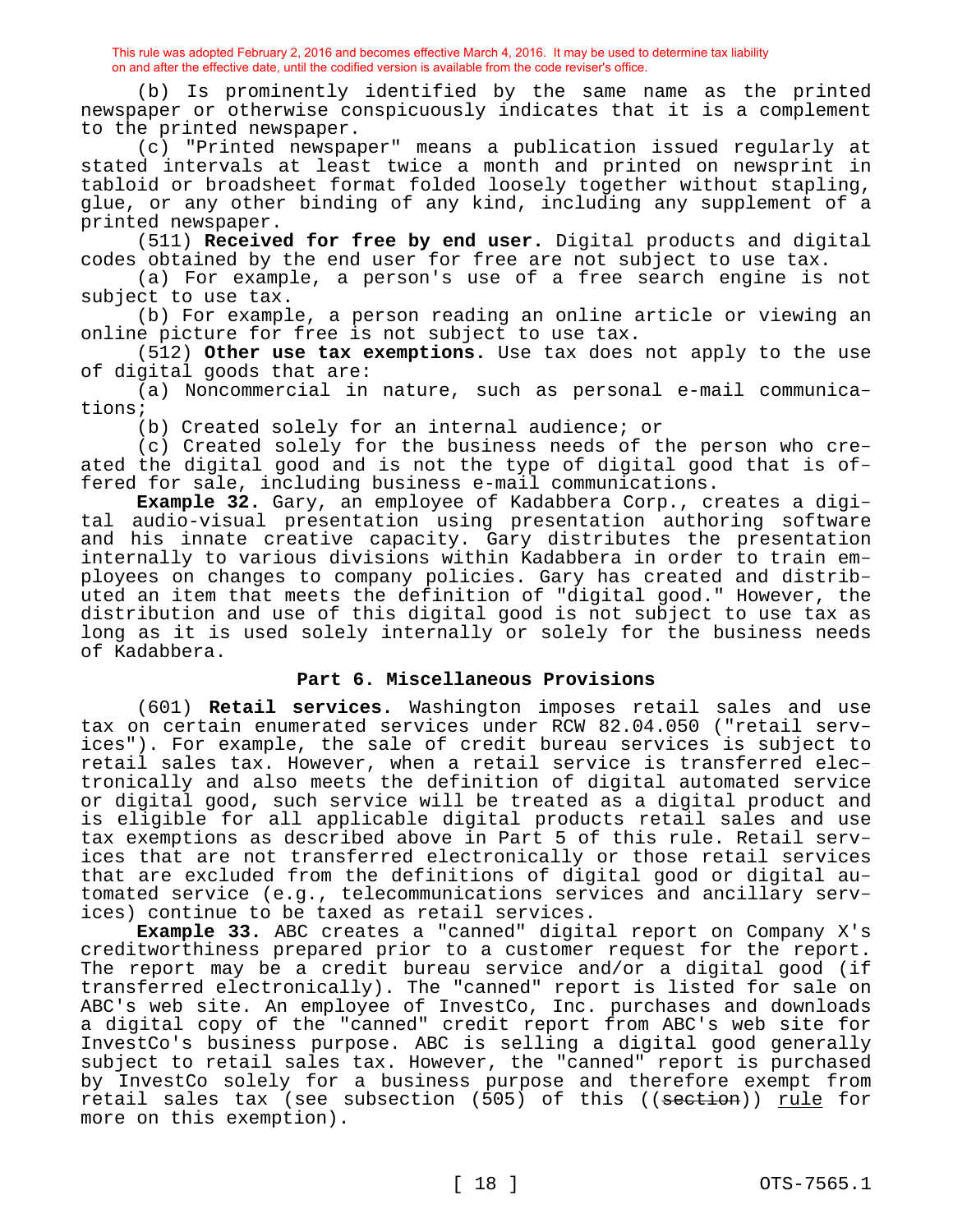This rule was adopted February 2, 2016 and becomes effective March 4, 2016. It may be used to determine tax liability on and after the effective date, until the codified version is available from the code reviser's office.

(b) Is prominently identified by the same name as the printed newspaper or otherwise conspicuously indicates that it is a complement to the printed newspaper.

(c) "Printed newspaper" means a publication issued regularly at stated intervals at least twice a month and printed on newsprint in tabloid or broadsheet format folded loosely together without stapling, glue, or any other binding of any kind, including any supplement of a printed newspaper.

(511) **Received for free by end user.** Digital products and digital codes obtained by the end user for free are not subject to use tax.

(a) For example, a person's use of a free search engine is not subject to use tax.

(b) For example, a person reading an online article or viewing an online picture for free is not subject to use tax.

(512) **Other use tax exemptions.** Use tax does not apply to the use of digital goods that are:

(a) Noncommercial in nature, such as personal e-mail communications;

(b) Created solely for an internal audience; or

(c) Created solely for the business needs of the person who created the digital good and is not the type of digital good that is offered for sale, including business e-mail communications.

**Example 32.** Gary, an employee of Kadabbera Corp., creates a digital audio-visual presentation using presentation authoring software and his innate creative capacity. Gary distributes the presentation internally to various divisions within Kadabbera in order to train employees on changes to company policies. Gary has created and distributed an item that meets the definition of "digital good." However, the distribution and use of this digital good is not subject to use tax as long as it is used solely internally or solely for the business needs of Kadabbera.

## Part 6. Miscellaneous Provisions

(601) **Retail services.** Washington imposes retail sales and use tax on certain enumerated services under RCW 82.04.050 ("retail services"). For example, the sale of credit bureau services is subject to retail sales tax. However, when a retail service is transferred electronically and also meets the definition of digital automated service or digital good, such service will be treated as a digital product and is eligible for all applicable digital products retail sales and use tax exemptions as described above in Part 5 of this rule. Retail services that are not transferred electronically or those retail services that are excluded from the definitions of digital good or digital automated service (e.g., telecommunications services and ancillary services) continue to be taxed as retail services.

**Example 33.** ABC creates a "canned" digital report on Company X's creditworthiness prepared prior to a customer request for the report. The report may be a credit bureau service and/or a digital good (if transferred electronically). The "canned" report is listed for sale on ABC's web site. An employee of InvestCo, Inc. purchases and downloads a digital copy of the "canned" credit report from ABC's web site for InvestCo's business purpose. ABC is selling a digital good generally subject to retail sales tax. However, the "canned" report is purchased by InvestCo solely for a business purpose and therefore exempt from retail sales tax (see subsection (505) of this ((~~section~~)) rule for more on this exemption).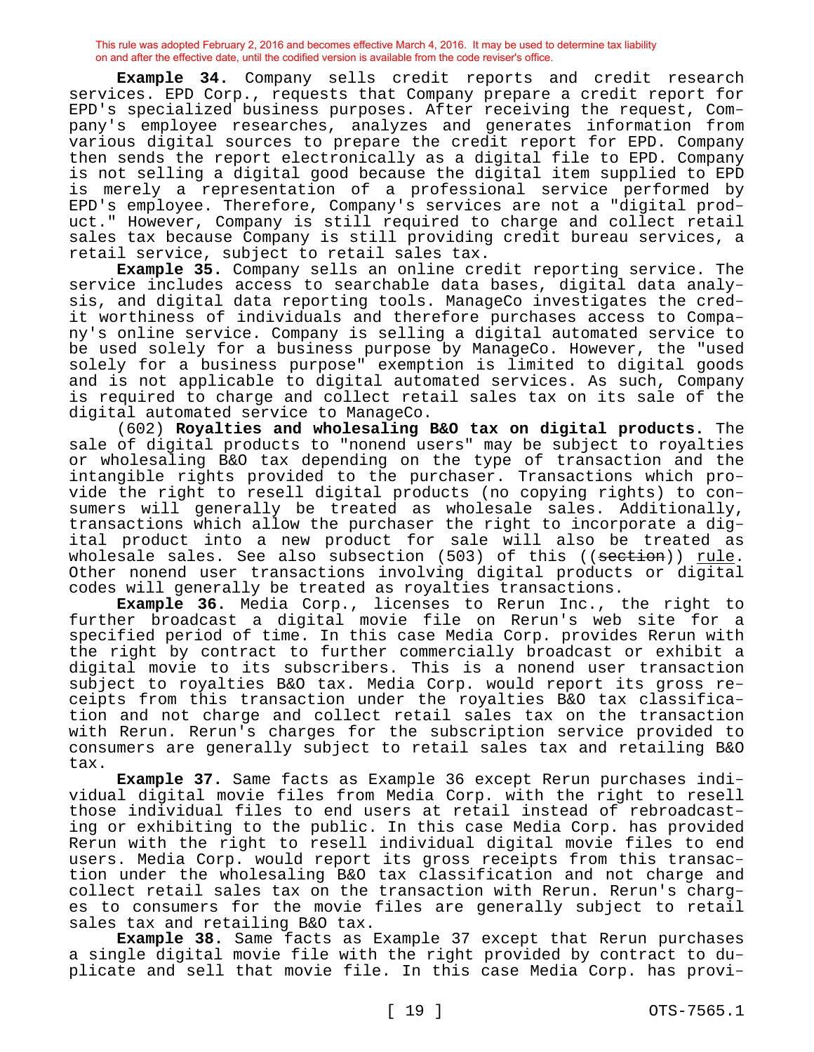**Example 34.** Company sells credit reports and credit research services. EPD Corp., requests that Company prepare a credit report for EPD's specialized business purposes. After receiving the request, Company's employee researches, analyzes and generates information from various digital sources to prepare the credit report for EPD. Company then sends the report electronically as a digital file to EPD. Company is not selling a digital good because the digital item supplied to EPD is merely a representation of a professional service performed by EPD's employee. Therefore, Company's services are not a "digital product." However, Company is still required to charge and collect retail sales tax because Company is still providing credit bureau services, a retail service, subject to retail sales tax.

**Example 35.** Company sells an online credit reporting service. The service includes access to searchable data bases, digital data analysis, and digital data reporting tools. ManageCo investigates the credit worthiness of individuals and therefore purchases access to Company's online service. Company is selling a digital automated service to be used solely for a business purpose by ManageCo. However, the "used solely for a business purpose" exemption is limited to digital goods and is not applicable to digital automated services. As such, Company is required to charge and collect retail sales tax on its sale of the digital automated service to ManageCo.

(602) **Royalties and wholesaling B&O tax on digital products.** The sale of digital products to "nonend users" may be subject to royalties or wholesaling B&O tax depending on the type of transaction and the intangible rights provided to the purchaser. Transactions which provide the right to resell digital products (no copying rights) to consumers will generally be treated as wholesale sales. Additionally, transactions which allow the purchaser the right to incorporate a digital product into a new product for sale will also be treated as wholesale sales. See also subsection (503) of this ((~~section~~)) rule. Other nonend user transactions involving digital products or digital codes will generally be treated as royalties transactions.

**Example 36.** Media Corp., licenses to Rerun Inc., the right to further broadcast a digital movie file on Rerun's web site for a specified period of time. In this case Media Corp. provides Rerun with the right by contract to further commercially broadcast or exhibit a digital movie to its subscribers. This is a nonend user transaction subject to royalties B&O tax. Media Corp. would report its gross receipts from this transaction under the royalties B&O tax classification and not charge and collect retail sales tax on the transaction with Rerun. Rerun's charges for the subscription service provided to consumers are generally subject to retail sales tax and retailing B&O tax.

**Example 37.** Same facts as Example 36 except Rerun purchases individual digital movie files from Media Corp. with the right to resell those individual files to end users at retail instead of rebroadcasting or exhibiting to the public. In this case Media Corp. has provided Rerun with the right to resell individual digital movie files to end users. Media Corp. would report its gross receipts from this transaction under the wholesaling B&O tax classification and not charge and collect retail sales tax on the transaction with Rerun. Rerun's charges to consumers for the movie files are generally subject to retail sales tax and retailing B&O tax.

**Example 38.** Same facts as Example 37 except that Rerun purchases a single digital movie file with the right provided by contract to duplicate and sell that movie file. In this case Media Corp. has provi-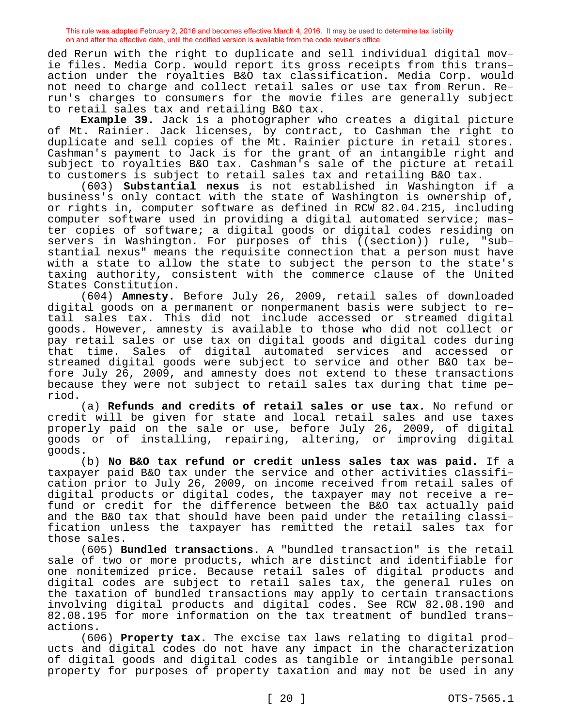ded Rerun with the right to duplicate and sell individual digital movie files. Media Corp. would report its gross receipts from this transaction under the royalties B&O tax classification. Media Corp. would not need to charge and collect retail sales or use tax from Rerun. Rerun's charges to consumers for the movie files are generally subject to retail sales tax and retailing B&O tax.

**Example 39.** Jack is a photographer who creates a digital picture of Mt. Rainier. Jack licenses, by contract, to Cashman the right to duplicate and sell copies of the Mt. Rainier picture in retail stores. Cashman's payment to Jack is for the grant of an intangible right and subject to royalties B&O tax. Cashman's sale of the picture at retail to customers is subject to retail sales tax and retailing B&O tax.

(603) **Substantial nexus** is not established in Washington if a business's only contact with the state of Washington is ownership of, or rights in, computer software as defined in RCW 82.04.215, including computer software used in providing a digital automated service; master copies of software; a digital goods or digital codes residing on servers in Washington. For purposes of this ((~~section~~)) <u>rule</u>, "substantial nexus" means the requisite connection that a person must have with a state to allow the state to subject the person to the state's taxing authority, consistent with the commerce clause of the United States Constitution.

(604) **Amnesty.** Before July 26, 2009, retail sales of downloaded digital goods on a permanent or nonpermanent basis were subject to retail sales tax. This did not include accessed or streamed digital goods. However, amnesty is available to those who did not collect or pay retail sales or use tax on digital goods and digital codes during that time. Sales of digital automated services and accessed or streamed digital goods were subject to service and other B&O tax before July 26, 2009, and amnesty does not extend to these transactions because they were not subject to retail sales tax during that time period.

(a) **Refunds and credits of retail sales or use tax.** No refund or credit will be given for state and local retail sales and use taxes properly paid on the sale or use, before July 26, 2009, of digital goods or of installing, repairing, altering, or improving digital goods.

(b) **No B&O tax refund or credit unless sales tax was paid.** If a taxpayer paid B&O tax under the service and other activities classification prior to July 26, 2009, on income received from retail sales of digital products or digital codes, the taxpayer may not receive a refund or credit for the difference between the B&O tax actually paid and the B&O tax that should have been paid under the retailing classification unless the taxpayer has remitted the retail sales tax for those sales.

(605) **Bundled transactions.** A "bundled transaction" is the retail sale of two or more products, which are distinct and identifiable for one nonitemized price. Because retail sales of digital products and digital codes are subject to retail sales tax, the general rules on the taxation of bundled transactions may apply to certain transactions involving digital products and digital codes. See RCW 82.08.190 and 82.08.195 for more information on the tax treatment of bundled transactions.

(606) **Property tax.** The excise tax laws relating to digital products and digital codes do not have any impact in the characterization of digital goods and digital codes as tangible or intangible personal property for purposes of property taxation and may not be used in any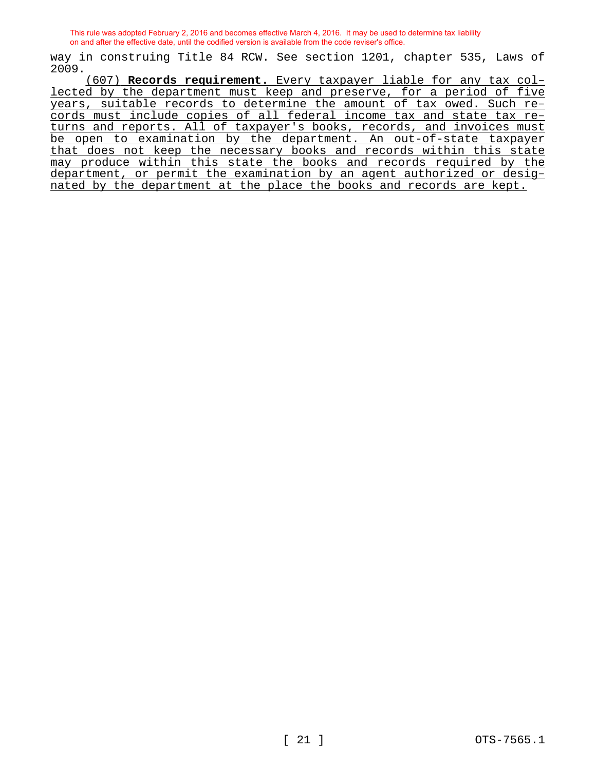way in construing Title 84 RCW. See section 1201, chapter 535, Laws of 2009.

(607) **Records requirement.** Every taxpayer liable for any tax collected by the department must keep and preserve, for a period of five years, suitable records to determine the amount of tax owed. Such records must include copies of all federal income tax and state tax returns and reports. All of taxpayer's books, records, and invoices must be open to examination by the department. An out-of-state taxpayer that does not keep the necessary books and records within this state may produce within this state the books and records required by the department, or permit the examination by an agent authorized or designated by the department at the place the books and records are kept.